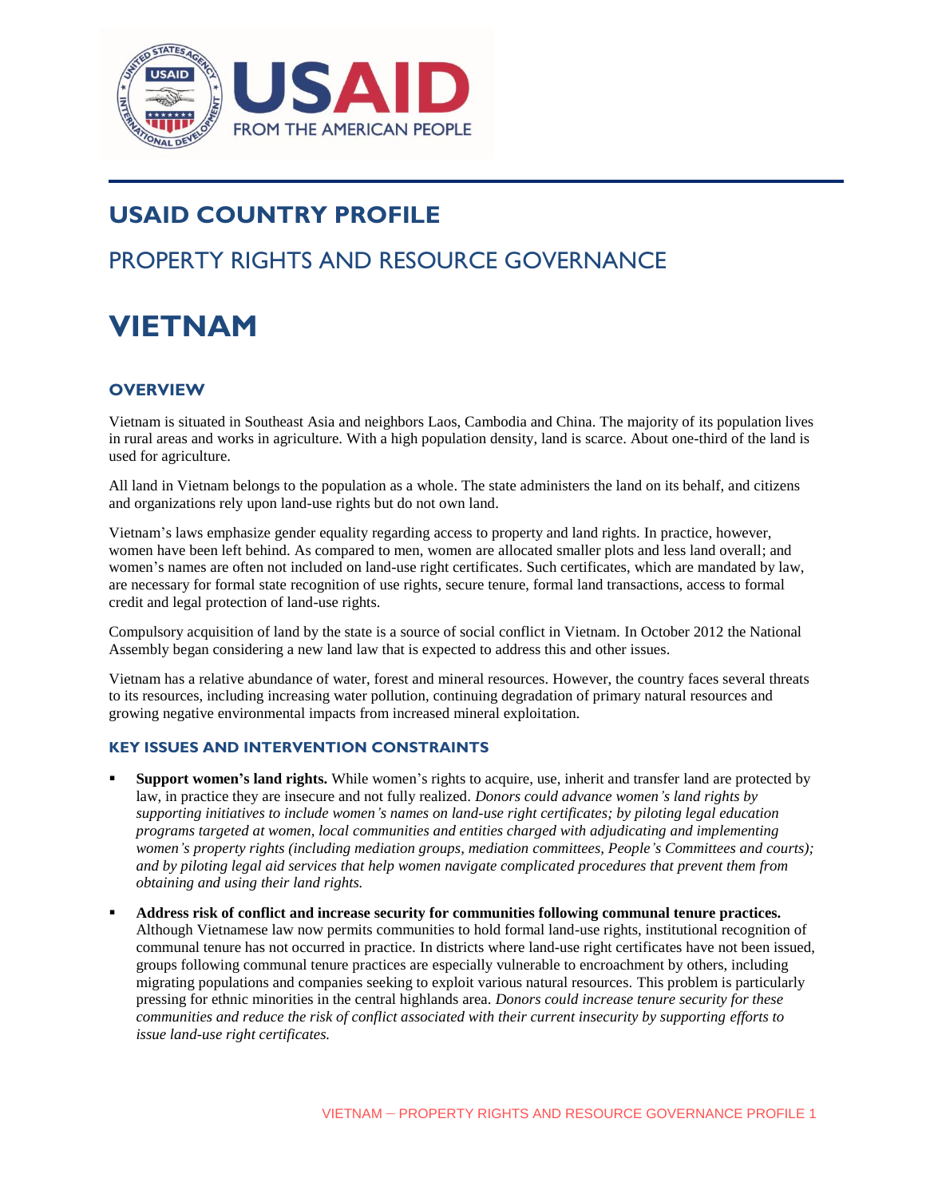# USAID COUNTRY PROFILE

## PROPERTY RIGHTS AND RESOURCE GOVERNANCE

# VIETNAM

## OVERVIEW

Vietnam is situated in Southeast Asia and neighbors Laos, Cambodia and China. The majority of its population lives in rural areas and works in agriculture. With a high population density, land is scarce. About one-third of the land is used for agriculture.

All land in Vietnam belongs to the population as a whole. The state administers the land on its behalf, and citizens and organizations rely upon land-use rights but do not own land.

Vietnam's laws emphasize gender equality regarding access to property and land rights. In practice, however, women have been left behind. As compared to men, women are allocated smaller plots and less land overall; and women's names are often not included on land-use right certificates. Such certificates, which are mandated by law, are necessary for formal state recognition of use rights, secure tenure, formal land transactions, access to formal credit and legal protection of land-use rights.

Compulsory acquisition of land by the state is a source of social conflict in Vietnam. In October 2012 the National Assembly began considering a new land law that is expected to address this and other issues.

Vietnam has a relative abundance of water, forest and mineral resources. However, the country faces several threats to its resources, including increasing water pollution, continuing degradation of primary natural resources and growing negative environmental impacts from increased mineral exploitation.

### KEY ISSUES AND INTERVENTION CONSTRAINTS

- **Support women's land rights.** While women's rights to acquire, use, inherit and transfer land are protected by law, in practice they are insecure and not fully realized. *Donors could advance women's land rights by supporting initiatives to include women's names on land-use right certificates; by piloting legal education programs targeted at women, local communities and entities charged with adjudicating and implementing women's property rights (including mediation groups, mediation committees, People's Committees and courts); and by piloting legal aid services that help women navigate complicated procedures that prevent them from obtaining and using their land rights.*

- **Address risk of conflict and increase security for communities following communal tenure practices.** Although Vietnamese law now permits communities to hold formal land-use rights, institutional recognition of communal tenure has not occurred in practice. In districts where land-use right certificates have not been issued, groups following communal tenure practices are especially vulnerable to encroachment by others, including migrating populations and companies seeking to exploit various natural resources. This problem is particularly pressing for ethnic minorities in the central highlands area. *Donors could increase tenure security for these communities and reduce the risk of conflict associated with their current insecurity by supporting efforts to issue land-use right certificates.*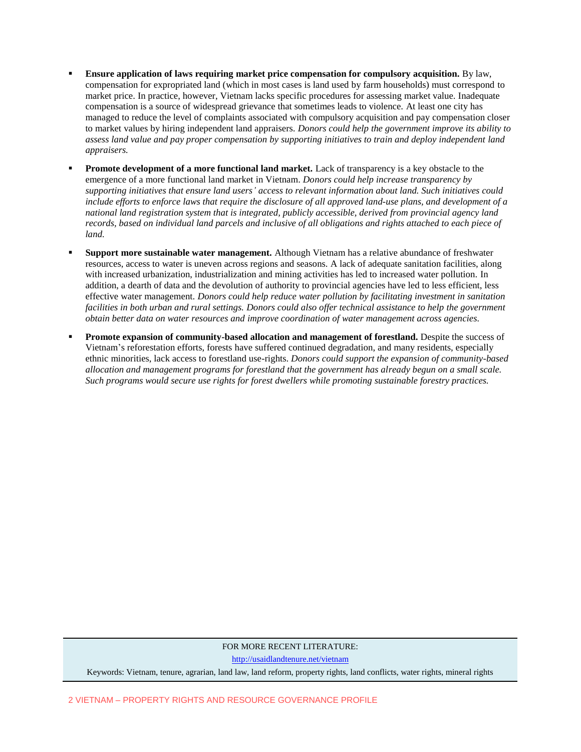- **Ensure application of laws requiring market price compensation for compulsory acquisition.** By law, compensation for expropriated land (which in most cases is land used by farm households) must correspond to market price. In practice, however, Vietnam lacks specific procedures for assessing market value. Inadequate compensation is a source of widespread grievance that sometimes leads to violence. At least one city has managed to reduce the level of complaints associated with compulsory acquisition and pay compensation closer to market values by hiring independent land appraisers. *Donors could help the government improve its ability to assess land value and pay proper compensation by supporting initiatives to train and deploy independent land appraisers.*

- **Promote development of a more functional land market.** Lack of transparency is a key obstacle to the emergence of a more functional land market in Vietnam. *Donors could help increase transparency by supporting initiatives that ensure land users' access to relevant information about land. Such initiatives could include efforts to enforce laws that require the disclosure of all approved land-use plans, and development of a national land registration system that is integrated, publicly accessible, derived from provincial agency land records, based on individual land parcels and inclusive of all obligations and rights attached to each piece of land.*

- **Support more sustainable water management.** Although Vietnam has a relative abundance of freshwater resources, access to water is uneven across regions and seasons. A lack of adequate sanitation facilities, along with increased urbanization, industrialization and mining activities has led to increased water pollution. In addition, a dearth of data and the devolution of authority to provincial agencies have led to less efficient, less effective water management. *Donors could help reduce water pollution by facilitating investment in sanitation facilities in both urban and rural settings. Donors could also offer technical assistance to help the government obtain better data on water resources and improve coordination of water management across agencies.*

- **Promote expansion of community-based allocation and management of forestland.** Despite the success of Vietnam's reforestation efforts, forests have suffered continued degradation, and many residents, especially ethnic minorities, lack access to forestland use-rights. *Donors could support the expansion of community-based allocation and management programs for forestland that the government has already begun on a small scale. Such programs would secure use rights for forest dwellers while promoting sustainable forestry practices.*

FOR MORE RECENT LITERATURE:

http://usaidlandtenure.net/vietnam

Keywords: Vietnam, tenure, agrarian, land law, land reform, property rights, land conflicts, water rights, mineral rights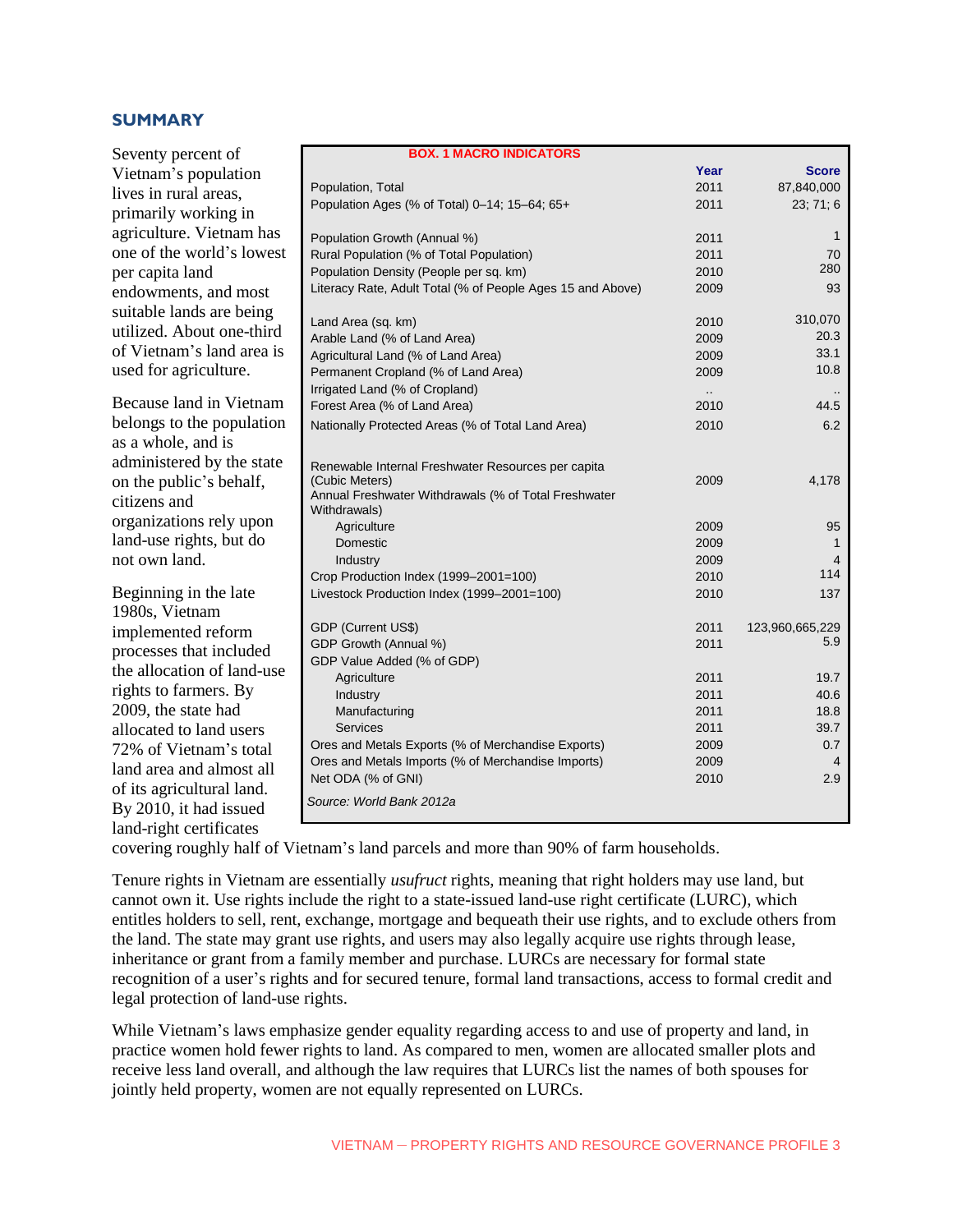## SUMMARY

Seventy percent of Vietnam's population lives in rural areas, primarily working in agriculture. Vietnam has one of the world's lowest per capita land endowments, and most suitable lands are being utilized. About one-third of Vietnam's land area is used for agriculture.

Because land in Vietnam belongs to the population as a whole, and is administered by the state on the public's behalf, citizens and organizations rely upon land-use rights, but do not own land.

Beginning in the late 1980s, Vietnam implemented reform processes that included the allocation of land-use rights to farmers. By 2009, the state had allocated to land users 72% of Vietnam's total land area and almost all of its agricultural land. By 2010, it had issued land-right certificates covering roughly half of Vietnam's land parcels and more than 90% of farm households.

**BOX. 1 MACRO INDICATORS**

| | Year | Score |
|---|---|---|
| Population, Total | 2011 | 87,840,000 |
| Population Ages (% of Total) 0–14; 15–64; 65+ | 2011 | 23; 71; 6 |
| Population Growth (Annual %) | 2011 | 1 |
| Rural Population (% of Total Population) | 2011 | 70 |
| Population Density (People per sq. km) | 2010 | 280 |
| Literacy Rate, Adult Total (% of People Ages 15 and Above) | 2009 | 93 |
| Land Area (sq. km) | 2010 | 310,070 |
| Arable Land (% of Land Area) | 2009 | 20.3 |
| Agricultural Land (% of Land Area) | 2009 | 33.1 |
| Permanent Cropland (% of Land Area) | 2009 | 10.8 |
| Irrigated Land (% of Cropland) | .. | .. |
| Forest Area (% of Land Area) | 2010 | 44.5 |
| Nationally Protected Areas (% of Total Land Area) | 2010 | 6.2 |
| Renewable Internal Freshwater Resources per capita (Cubic Meters) | 2009 | 4,178 |
| Annual Freshwater Withdrawals (% of Total Freshwater Withdrawals) | | |
| Agriculture | 2009 | 95 |
| Domestic | 2009 | 1 |
| Industry | 2009 | 4 |
| Crop Production Index (1999–2001=100) | 2010 | 114 |
| Livestock Production Index (1999–2001=100) | 2010 | 137 |
| GDP (Current US$) | 2011 | 123,960,665,229 |
| GDP Growth (Annual %) | 2011 | 5.9 |
| GDP Value Added (% of GDP) | | |
| Agriculture | 2011 | 19.7 |
| Industry | 2011 | 40.6 |
| Manufacturing | 2011 | 18.8 |
| Services | 2011 | 39.7 |
| Ores and Metals Exports (% of Merchandise Exports) | 2009 | 0.7 |
| Ores and Metals Imports (% of Merchandise Imports) | 2009 | 4 |
| Net ODA (% of GNI) | 2010 | 2.9 |

*Source: World Bank 2012a*

Tenure rights in Vietnam are essentially *usufruct* rights, meaning that right holders may use land, but cannot own it. Use rights include the right to a state-issued land-use right certificate (LURC), which entitles holders to sell, rent, exchange, mortgage and bequeath their use rights, and to exclude others from the land. The state may grant use rights, and users may also legally acquire use rights through lease, inheritance or grant from a family member and purchase. LURCs are necessary for formal state recognition of a user's rights and for secured tenure, formal land transactions, access to formal credit and legal protection of land-use rights.

While Vietnam's laws emphasize gender equality regarding access to and use of property and land, in practice women hold fewer rights to land. As compared to men, women are allocated smaller plots and receive less land overall, and although the law requires that LURCs list the names of both spouses for jointly held property, women are not equally represented on LURCs.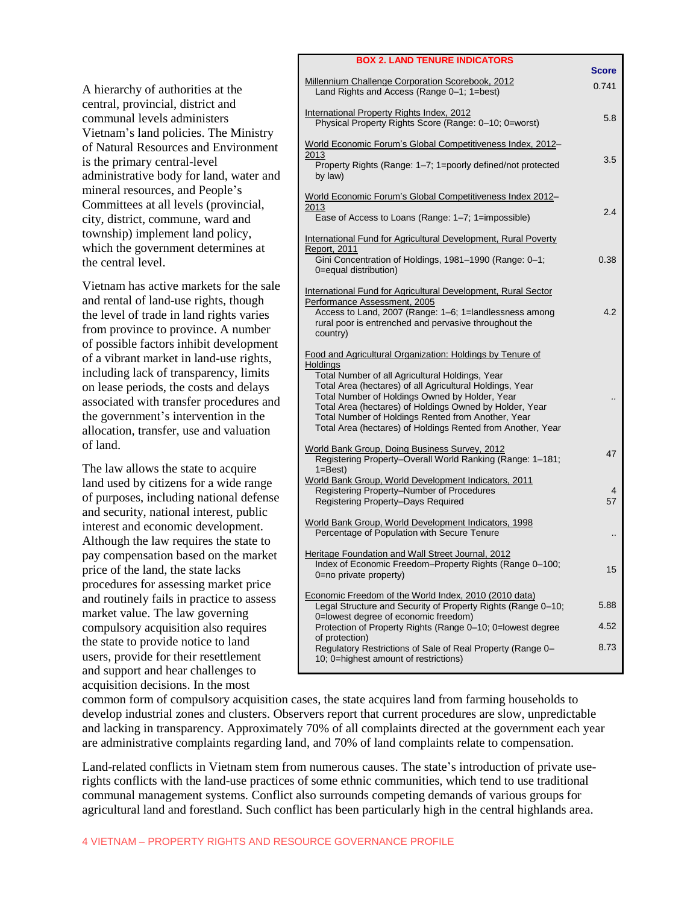A hierarchy of authorities at the central, provincial, district and communal levels administers Vietnam's land policies. The Ministry of Natural Resources and Environment is the primary central-level administrative body for land, water and mineral resources, and People's Committees at all levels (provincial, city, district, commune, ward and township) implement land policy, which the government determines at the central level.

Vietnam has active markets for the sale and rental of land-use rights, though the level of trade in land rights varies from province to province. A number of possible factors inhibit development of a vibrant market in land-use rights, including lack of transparency, limits on lease periods, the costs and delays associated with transfer procedures and the government's intervention in the allocation, transfer, use and valuation of land.

The law allows the state to acquire land used by citizens for a wide range of purposes, including national defense and security, national interest, public interest and economic development. Although the law requires the state to pay compensation based on the market price of the land, the state lacks procedures for assessing market price and routinely fails in practice to assess market value. The law governing compulsory acquisition also requires the state to provide notice to land users, provide for their resettlement and support and hear challenges to acquisition decisions. In the most common form of compulsory acquisition cases, the state acquires land from farming households to develop industrial zones and clusters. Observers report that current procedures are slow, unpredictable and lacking in transparency. Approximately 70% of all complaints directed at the government each year are administrative complaints regarding land, and 70% of land complaints relate to compensation.

**BOX 2. LAND TENURE INDICATORS**

| Indicator | Score |
|---|---|
| Millennium Challenge Corporation Scorebook, 2012<br>Land Rights and Access (Range 0–1; 1=best) | 0.741 |
| International Property Rights Index, 2012<br>Physical Property Rights Score (Range: 0–10; 0=worst) | 5.8 |
| World Economic Forum's Global Competitiveness Index, 2012–2013<br>Property Rights (Range: 1–7; 1=poorly defined/not protected by law) | 3.5 |
| World Economic Forum's Global Competitiveness Index 2012–2013<br>Ease of Access to Loans (Range: 1–7; 1=impossible) | 2.4 |
| International Fund for Agricultural Development, Rural Poverty Report, 2011<br>Gini Concentration of Holdings, 1981–1990 (Range: 0–1; 0=equal distribution) | 0.38 |
| International Fund for Agricultural Development, Rural Sector Performance Assessment, 2005<br>Access to Land, 2007 (Range: 1–6; 1=landlessness among rural poor is entrenched and pervasive throughout the country) | 4.2 |
| Food and Agricultural Organization: Holdings by Tenure of Holdings<br>Total Number of all Agricultural Holdings, Year<br>Total Area (hectares) of all Agricultural Holdings, Year<br>Total Number of Holdings Owned by Holder, Year<br>Total Area (hectares) of Holdings Owned by Holder, Year<br>Total Number of Holdings Rented from Another, Year<br>Total Area (hectares) of Holdings Rented from Another, Year | .. |
| World Bank Group, Doing Business Survey, 2012<br>Registering Property–Overall World Ranking (Range: 1–181; 1=Best) | 47 |
| World Bank Group, World Development Indicators, 2011<br>Registering Property–Number of Procedures | 4 |
| Registering Property–Days Required | 57 |
| World Bank Group, World Development Indicators, 1998<br>Percentage of Population with Secure Tenure | .. |
| Heritage Foundation and Wall Street Journal, 2012<br>Index of Economic Freedom–Property Rights (Range 0–100; 0=no private property) | 15 |
| Economic Freedom of the World Index, 2010 (2010 data)<br>Legal Structure and Security of Property Rights (Range 0–10; 0=lowest degree of economic freedom) | 5.88 |
| Protection of Property Rights (Range 0–10; 0=lowest degree of protection) | 4.52 |
| Regulatory Restrictions of Sale of Real Property (Range 0–10; 0=highest amount of restrictions) | 8.73 |

Land-related conflicts in Vietnam stem from numerous causes. The state's introduction of private use-rights conflicts with the land-use practices of some ethnic communities, which tend to use traditional communal management systems. Conflict also surrounds competing demands of various groups for agricultural land and forestland. Such conflict has been particularly high in the central highlands area.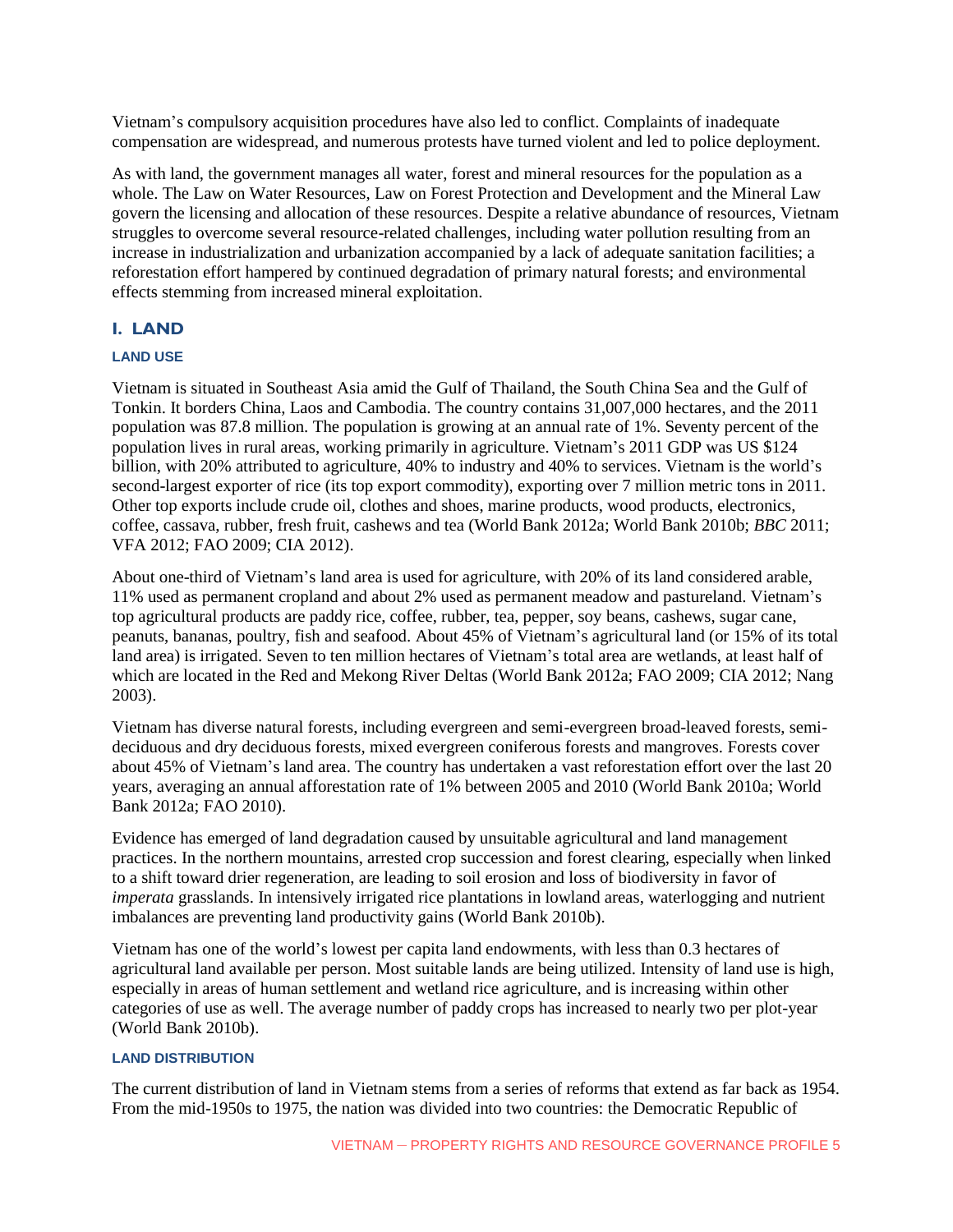Vietnam's compulsory acquisition procedures have also led to conflict. Complaints of inadequate compensation are widespread, and numerous protests have turned violent and led to police deployment.

As with land, the government manages all water, forest and mineral resources for the population as a whole. The Law on Water Resources, Law on Forest Protection and Development and the Mineral Law govern the licensing and allocation of these resources. Despite a relative abundance of resources, Vietnam struggles to overcome several resource-related challenges, including water pollution resulting from an increase in industrialization and urbanization accompanied by a lack of adequate sanitation facilities; a reforestation effort hampered by continued degradation of primary natural forests; and environmental effects stemming from increased mineral exploitation.

## I. LAND

### LAND USE

Vietnam is situated in Southeast Asia amid the Gulf of Thailand, the South China Sea and the Gulf of Tonkin. It borders China, Laos and Cambodia. The country contains 31,007,000 hectares, and the 2011 population was 87.8 million. The population is growing at an annual rate of 1%. Seventy percent of the population lives in rural areas, working primarily in agriculture. Vietnam's 2011 GDP was US $124 billion, with 20% attributed to agriculture, 40% to industry and 40% to services. Vietnam is the world's second-largest exporter of rice (its top export commodity), exporting over 7 million metric tons in 2011. Other top exports include crude oil, clothes and shoes, marine products, wood products, electronics, coffee, cassava, rubber, fresh fruit, cashews and tea (World Bank 2012a; World Bank 2010b; *BBC* 2011; VFA 2012; FAO 2009; CIA 2012).

About one-third of Vietnam's land area is used for agriculture, with 20% of its land considered arable, 11% used as permanent cropland and about 2% used as permanent meadow and pastureland. Vietnam's top agricultural products are paddy rice, coffee, rubber, tea, pepper, soy beans, cashews, sugar cane, peanuts, bananas, poultry, fish and seafood. About 45% of Vietnam's agricultural land (or 15% of its total land area) is irrigated. Seven to ten million hectares of Vietnam's total area are wetlands, at least half of which are located in the Red and Mekong River Deltas (World Bank 2012a; FAO 2009; CIA 2012; Nang 2003).

Vietnam has diverse natural forests, including evergreen and semi-evergreen broad-leaved forests, semi-deciduous and dry deciduous forests, mixed evergreen coniferous forests and mangroves. Forests cover about 45% of Vietnam's land area. The country has undertaken a vast reforestation effort over the last 20 years, averaging an annual afforestation rate of 1% between 2005 and 2010 (World Bank 2010a; World Bank 2012a; FAO 2010).

Evidence has emerged of land degradation caused by unsuitable agricultural and land management practices. In the northern mountains, arrested crop succession and forest clearing, especially when linked to a shift toward drier regeneration, are leading to soil erosion and loss of biodiversity in favor of *imperata* grasslands. In intensively irrigated rice plantations in lowland areas, waterlogging and nutrient imbalances are preventing land productivity gains (World Bank 2010b).

Vietnam has one of the world's lowest per capita land endowments, with less than 0.3 hectares of agricultural land available per person. Most suitable lands are being utilized. Intensity of land use is high, especially in areas of human settlement and wetland rice agriculture, and is increasing within other categories of use as well. The average number of paddy crops has increased to nearly two per plot-year (World Bank 2010b).

### LAND DISTRIBUTION

The current distribution of land in Vietnam stems from a series of reforms that extend as far back as 1954. From the mid-1950s to 1975, the nation was divided into two countries: the Democratic Republic of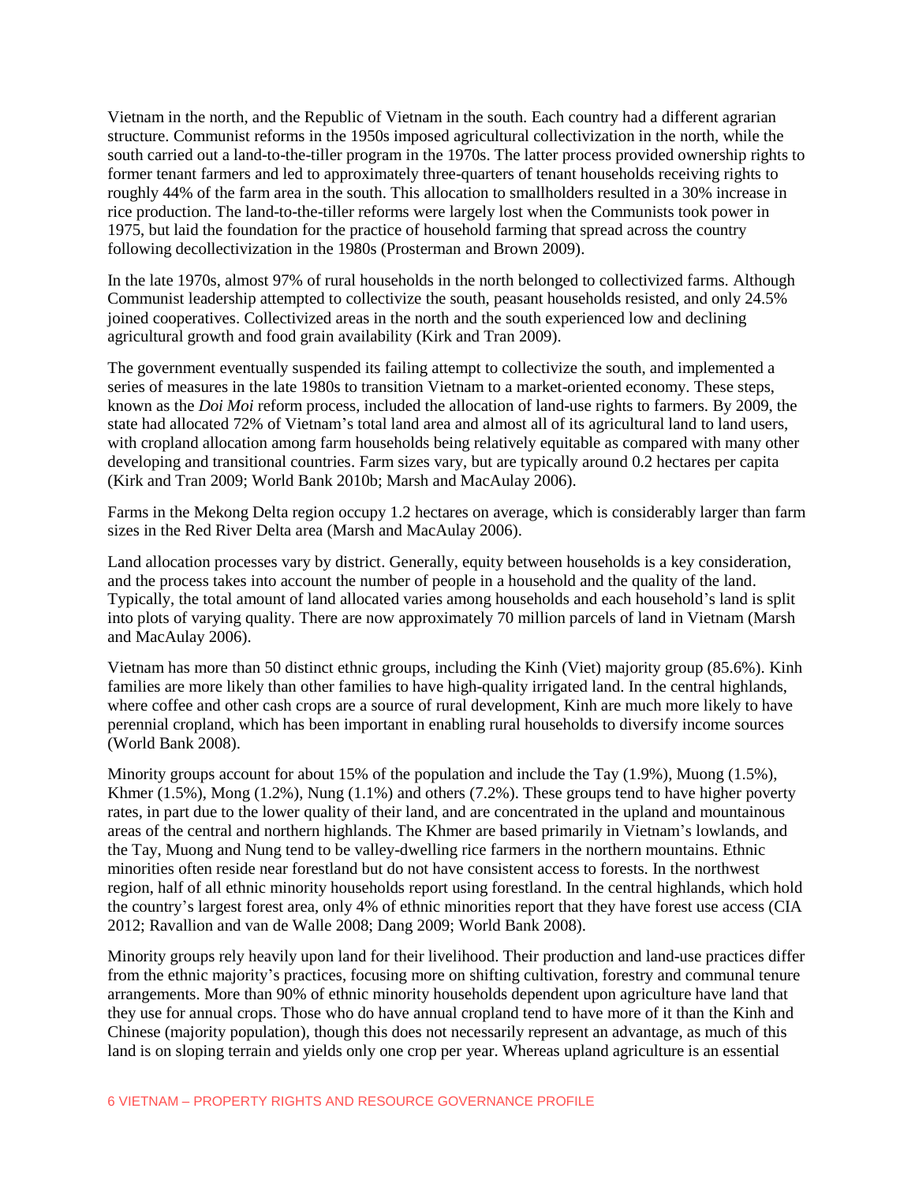Vietnam in the north, and the Republic of Vietnam in the south. Each country had a different agrarian structure. Communist reforms in the 1950s imposed agricultural collectivization in the north, while the south carried out a land-to-the-tiller program in the 1970s. The latter process provided ownership rights to former tenant farmers and led to approximately three-quarters of tenant households receiving rights to roughly 44% of the farm area in the south. This allocation to smallholders resulted in a 30% increase in rice production. The land-to-the-tiller reforms were largely lost when the Communists took power in 1975, but laid the foundation for the practice of household farming that spread across the country following decollectivization in the 1980s (Prosterman and Brown 2009).

In the late 1970s, almost 97% of rural households in the north belonged to collectivized farms. Although Communist leadership attempted to collectivize the south, peasant households resisted, and only 24.5% joined cooperatives. Collectivized areas in the north and the south experienced low and declining agricultural growth and food grain availability (Kirk and Tran 2009).

The government eventually suspended its failing attempt to collectivize the south, and implemented a series of measures in the late 1980s to transition Vietnam to a market-oriented economy. These steps, known as the *Doi Moi* reform process, included the allocation of land-use rights to farmers. By 2009, the state had allocated 72% of Vietnam's total land area and almost all of its agricultural land to land users, with cropland allocation among farm households being relatively equitable as compared with many other developing and transitional countries. Farm sizes vary, but are typically around 0.2 hectares per capita (Kirk and Tran 2009; World Bank 2010b; Marsh and MacAulay 2006).

Farms in the Mekong Delta region occupy 1.2 hectares on average, which is considerably larger than farm sizes in the Red River Delta area (Marsh and MacAulay 2006).

Land allocation processes vary by district. Generally, equity between households is a key consideration, and the process takes into account the number of people in a household and the quality of the land. Typically, the total amount of land allocated varies among households and each household's land is split into plots of varying quality. There are now approximately 70 million parcels of land in Vietnam (Marsh and MacAulay 2006).

Vietnam has more than 50 distinct ethnic groups, including the Kinh (Viet) majority group (85.6%). Kinh families are more likely than other families to have high-quality irrigated land. In the central highlands, where coffee and other cash crops are a source of rural development, Kinh are much more likely to have perennial cropland, which has been important in enabling rural households to diversify income sources (World Bank 2008).

Minority groups account for about 15% of the population and include the Tay (1.9%), Muong (1.5%), Khmer (1.5%), Mong (1.2%), Nung (1.1%) and others (7.2%). These groups tend to have higher poverty rates, in part due to the lower quality of their land, and are concentrated in the upland and mountainous areas of the central and northern highlands. The Khmer are based primarily in Vietnam's lowlands, and the Tay, Muong and Nung tend to be valley-dwelling rice farmers in the northern mountains. Ethnic minorities often reside near forestland but do not have consistent access to forests. In the northwest region, half of all ethnic minority households report using forestland. In the central highlands, which hold the country's largest forest area, only 4% of ethnic minorities report that they have forest use access (CIA 2012; Ravallion and van de Walle 2008; Dang 2009; World Bank 2008).

Minority groups rely heavily upon land for their livelihood. Their production and land-use practices differ from the ethnic majority's practices, focusing more on shifting cultivation, forestry and communal tenure arrangements. More than 90% of ethnic minority households dependent upon agriculture have land that they use for annual crops. Those who do have annual cropland tend to have more of it than the Kinh and Chinese (majority population), though this does not necessarily represent an advantage, as much of this land is on sloping terrain and yields only one crop per year. Whereas upland agriculture is an essential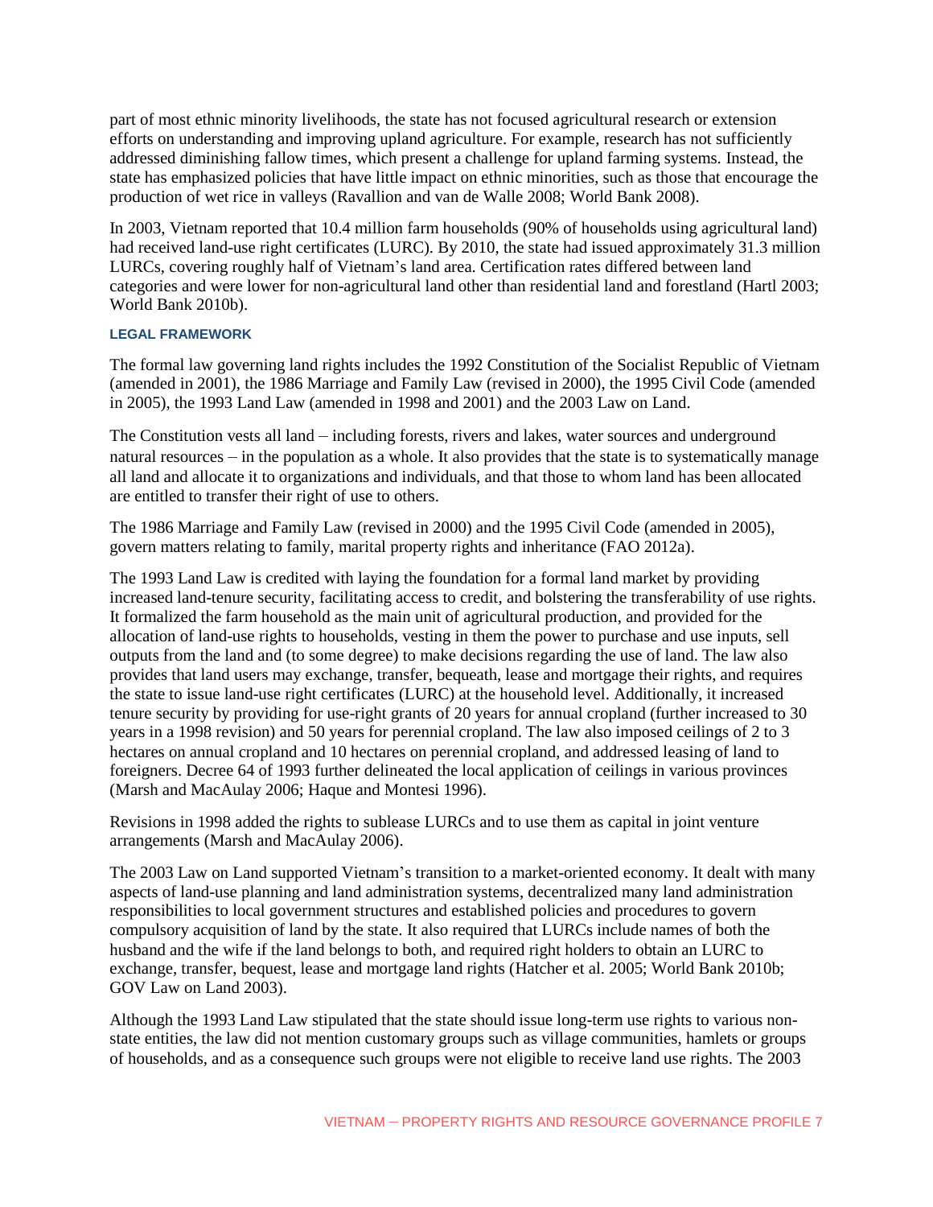part of most ethnic minority livelihoods, the state has not focused agricultural research or extension efforts on understanding and improving upland agriculture. For example, research has not sufficiently addressed diminishing fallow times, which present a challenge for upland farming systems. Instead, the state has emphasized policies that have little impact on ethnic minorities, such as those that encourage the production of wet rice in valleys (Ravallion and van de Walle 2008; World Bank 2008).

In 2003, Vietnam reported that 10.4 million farm households (90% of households using agricultural land) had received land-use right certificates (LURC). By 2010, the state had issued approximately 31.3 million LURCs, covering roughly half of Vietnam's land area. Certification rates differed between land categories and were lower for non-agricultural land other than residential land and forestland (Hartl 2003; World Bank 2010b).

### LEGAL FRAMEWORK

The formal law governing land rights includes the 1992 Constitution of the Socialist Republic of Vietnam (amended in 2001), the 1986 Marriage and Family Law (revised in 2000), the 1995 Civil Code (amended in 2005), the 1993 Land Law (amended in 1998 and 2001) and the 2003 Law on Land.

The Constitution vests all land – including forests, rivers and lakes, water sources and underground natural resources – in the population as a whole. It also provides that the state is to systematically manage all land and allocate it to organizations and individuals, and that those to whom land has been allocated are entitled to transfer their right of use to others.

The 1986 Marriage and Family Law (revised in 2000) and the 1995 Civil Code (amended in 2005), govern matters relating to family, marital property rights and inheritance (FAO 2012a).

The 1993 Land Law is credited with laying the foundation for a formal land market by providing increased land-tenure security, facilitating access to credit, and bolstering the transferability of use rights. It formalized the farm household as the main unit of agricultural production, and provided for the allocation of land-use rights to households, vesting in them the power to purchase and use inputs, sell outputs from the land and (to some degree) to make decisions regarding the use of land. The law also provides that land users may exchange, transfer, bequeath, lease and mortgage their rights, and requires the state to issue land-use right certificates (LURC) at the household level. Additionally, it increased tenure security by providing for use-right grants of 20 years for annual cropland (further increased to 30 years in a 1998 revision) and 50 years for perennial cropland. The law also imposed ceilings of 2 to 3 hectares on annual cropland and 10 hectares on perennial cropland, and addressed leasing of land to foreigners. Decree 64 of 1993 further delineated the local application of ceilings in various provinces (Marsh and MacAulay 2006; Haque and Montesi 1996).

Revisions in 1998 added the rights to sublease LURCs and to use them as capital in joint venture arrangements (Marsh and MacAulay 2006).

The 2003 Law on Land supported Vietnam's transition to a market-oriented economy. It dealt with many aspects of land-use planning and land administration systems, decentralized many land administration responsibilities to local government structures and established policies and procedures to govern compulsory acquisition of land by the state. It also required that LURCs include names of both the husband and the wife if the land belongs to both, and required right holders to obtain an LURC to exchange, transfer, bequest, lease and mortgage land rights (Hatcher et al. 2005; World Bank 2010b; GOV Law on Land 2003).

Although the 1993 Land Law stipulated that the state should issue long-term use rights to various non-state entities, the law did not mention customary groups such as village communities, hamlets or groups of households, and as a consequence such groups were not eligible to receive land use rights. The 2003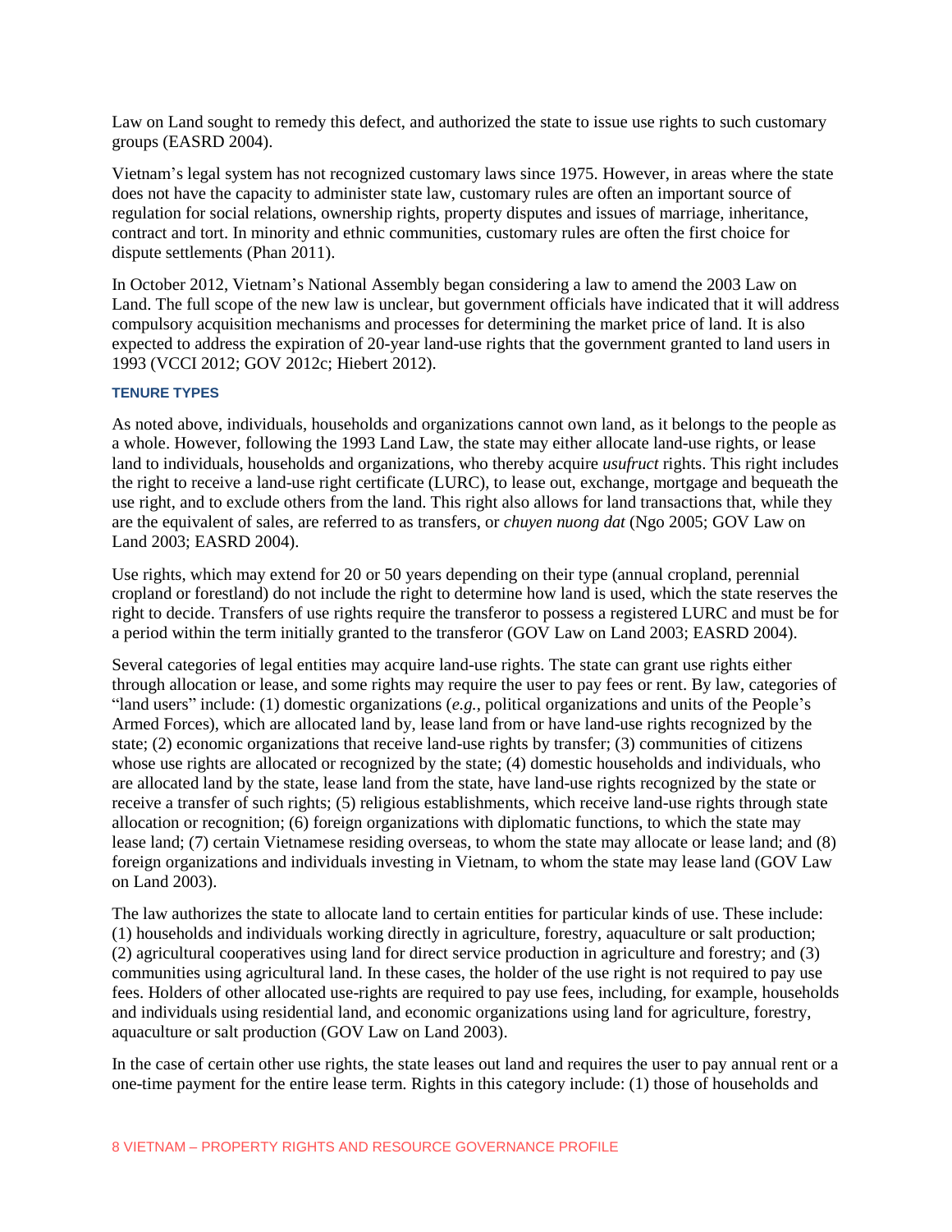Law on Land sought to remedy this defect, and authorized the state to issue use rights to such customary groups (EASRD 2004).

Vietnam's legal system has not recognized customary laws since 1975. However, in areas where the state does not have the capacity to administer state law, customary rules are often an important source of regulation for social relations, ownership rights, property disputes and issues of marriage, inheritance, contract and tort. In minority and ethnic communities, customary rules are often the first choice for dispute settlements (Phan 2011).

In October 2012, Vietnam's National Assembly began considering a law to amend the 2003 Law on Land. The full scope of the new law is unclear, but government officials have indicated that it will address compulsory acquisition mechanisms and processes for determining the market price of land. It is also expected to address the expiration of 20-year land-use rights that the government granted to land users in 1993 (VCCI 2012; GOV 2012c; Hiebert 2012).

### TENURE TYPES

As noted above, individuals, households and organizations cannot own land, as it belongs to the people as a whole. However, following the 1993 Land Law, the state may either allocate land-use rights, or lease land to individuals, households and organizations, who thereby acquire *usufruct* rights. This right includes the right to receive a land-use right certificate (LURC), to lease out, exchange, mortgage and bequeath the use right, and to exclude others from the land. This right also allows for land transactions that, while they are the equivalent of sales, are referred to as transfers, or *chuyen nuong dat* (Ngo 2005; GOV Law on Land 2003; EASRD 2004).

Use rights, which may extend for 20 or 50 years depending on their type (annual cropland, perennial cropland or forestland) do not include the right to determine how land is used, which the state reserves the right to decide. Transfers of use rights require the transferor to possess a registered LURC and must be for a period within the term initially granted to the transferor (GOV Law on Land 2003; EASRD 2004).

Several categories of legal entities may acquire land-use rights. The state can grant use rights either through allocation or lease, and some rights may require the user to pay fees or rent. By law, categories of "land users" include: (1) domestic organizations (*e.g.,* political organizations and units of the People's Armed Forces), which are allocated land by, lease land from or have land-use rights recognized by the state; (2) economic organizations that receive land-use rights by transfer; (3) communities of citizens whose use rights are allocated or recognized by the state; (4) domestic households and individuals, who are allocated land by the state, lease land from the state, have land-use rights recognized by the state or receive a transfer of such rights; (5) religious establishments, which receive land-use rights through state allocation or recognition; (6) foreign organizations with diplomatic functions, to which the state may lease land; (7) certain Vietnamese residing overseas, to whom the state may allocate or lease land; and (8) foreign organizations and individuals investing in Vietnam, to whom the state may lease land (GOV Law on Land 2003).

The law authorizes the state to allocate land to certain entities for particular kinds of use. These include: (1) households and individuals working directly in agriculture, forestry, aquaculture or salt production; (2) agricultural cooperatives using land for direct service production in agriculture and forestry; and (3) communities using agricultural land. In these cases, the holder of the use right is not required to pay use fees. Holders of other allocated use-rights are required to pay use fees, including, for example, households and individuals using residential land, and economic organizations using land for agriculture, forestry, aquaculture or salt production (GOV Law on Land 2003).

In the case of certain other use rights, the state leases out land and requires the user to pay annual rent or a one-time payment for the entire lease term. Rights in this category include: (1) those of households and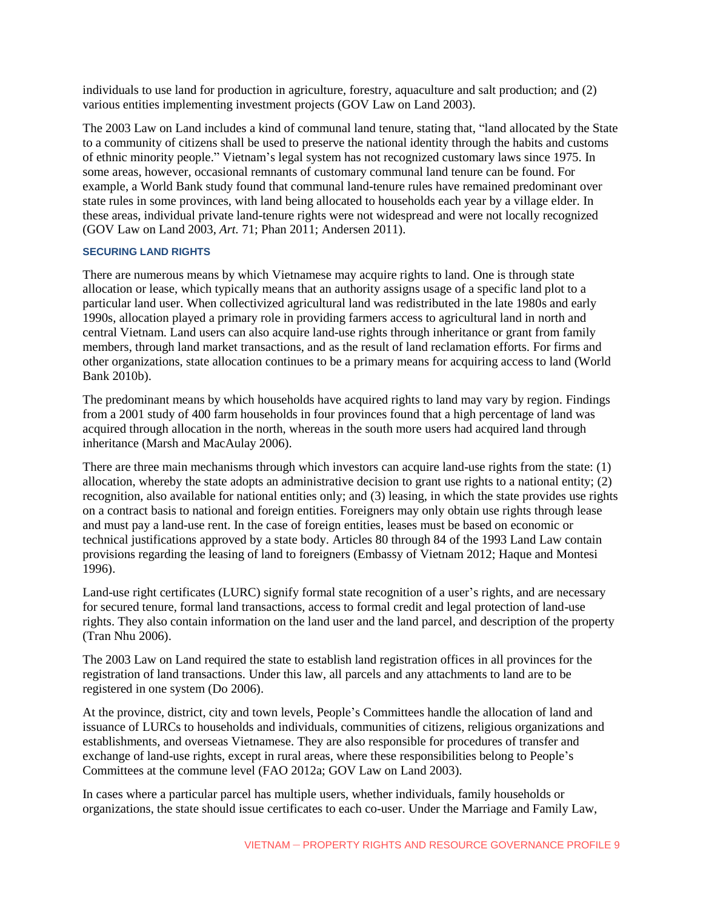individuals to use land for production in agriculture, forestry, aquaculture and salt production; and (2) various entities implementing investment projects (GOV Law on Land 2003).

The 2003 Law on Land includes a kind of communal land tenure, stating that, "land allocated by the State to a community of citizens shall be used to preserve the national identity through the habits and customs of ethnic minority people." Vietnam's legal system has not recognized customary laws since 1975. In some areas, however, occasional remnants of customary communal land tenure can be found. For example, a World Bank study found that communal land-tenure rules have remained predominant over state rules in some provinces, with land being allocated to households each year by a village elder. In these areas, individual private land-tenure rights were not widespread and were not locally recognized (GOV Law on Land 2003, *Art.* 71; Phan 2011; Andersen 2011).

#### SECURING LAND RIGHTS

There are numerous means by which Vietnamese may acquire rights to land. One is through state allocation or lease, which typically means that an authority assigns usage of a specific land plot to a particular land user. When collectivized agricultural land was redistributed in the late 1980s and early 1990s, allocation played a primary role in providing farmers access to agricultural land in north and central Vietnam. Land users can also acquire land-use rights through inheritance or grant from family members, through land market transactions, and as the result of land reclamation efforts. For firms and other organizations, state allocation continues to be a primary means for acquiring access to land (World Bank 2010b).

The predominant means by which households have acquired rights to land may vary by region. Findings from a 2001 study of 400 farm households in four provinces found that a high percentage of land was acquired through allocation in the north, whereas in the south more users had acquired land through inheritance (Marsh and MacAulay 2006).

There are three main mechanisms through which investors can acquire land-use rights from the state: (1) allocation, whereby the state adopts an administrative decision to grant use rights to a national entity; (2) recognition, also available for national entities only; and (3) leasing, in which the state provides use rights on a contract basis to national and foreign entities. Foreigners may only obtain use rights through lease and must pay a land-use rent. In the case of foreign entities, leases must be based on economic or technical justifications approved by a state body. Articles 80 through 84 of the 1993 Land Law contain provisions regarding the leasing of land to foreigners (Embassy of Vietnam 2012; Haque and Montesi 1996).

Land-use right certificates (LURC) signify formal state recognition of a user's rights, and are necessary for secured tenure, formal land transactions, access to formal credit and legal protection of land-use rights. They also contain information on the land user and the land parcel, and description of the property (Tran Nhu 2006).

The 2003 Law on Land required the state to establish land registration offices in all provinces for the registration of land transactions. Under this law, all parcels and any attachments to land are to be registered in one system (Do 2006).

At the province, district, city and town levels, People's Committees handle the allocation of land and issuance of LURCs to households and individuals, communities of citizens, religious organizations and establishments, and overseas Vietnamese. They are also responsible for procedures of transfer and exchange of land-use rights, except in rural areas, where these responsibilities belong to People's Committees at the commune level (FAO 2012a; GOV Law on Land 2003).

In cases where a particular parcel has multiple users, whether individuals, family households or organizations, the state should issue certificates to each co-user. Under the Marriage and Family Law,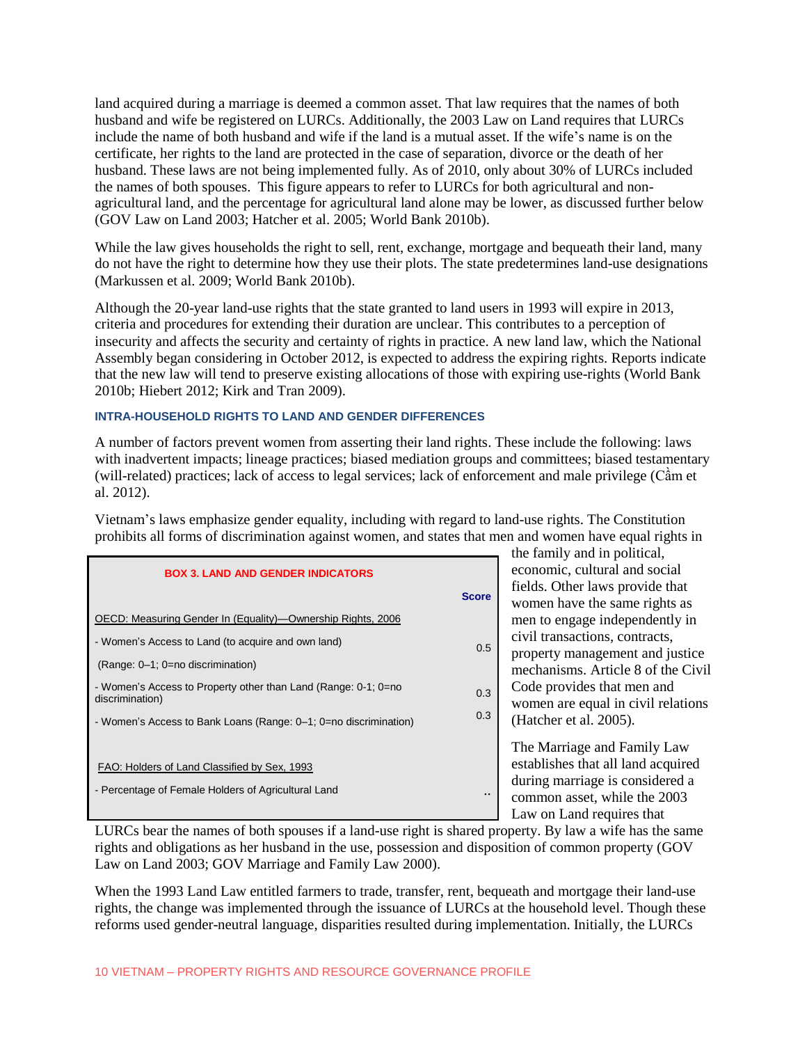land acquired during a marriage is deemed a common asset. That law requires that the names of both husband and wife be registered on LURCs. Additionally, the 2003 Law on Land requires that LURCs include the name of both husband and wife if the land is a mutual asset. If the wife's name is on the certificate, her rights to the land are protected in the case of separation, divorce or the death of her husband. These laws are not being implemented fully. As of 2010, only about 30% of LURCs included the names of both spouses. This figure appears to refer to LURCs for both agricultural and non-agricultural land, and the percentage for agricultural land alone may be lower, as discussed further below (GOV Law on Land 2003; Hatcher et al. 2005; World Bank 2010b).

While the law gives households the right to sell, rent, exchange, mortgage and bequeath their land, many do not have the right to determine how they use their plots. The state predetermines land-use designations (Markussen et al. 2009; World Bank 2010b).

Although the 20-year land-use rights that the state granted to land users in 1993 will expire in 2013, criteria and procedures for extending their duration are unclear. This contributes to a perception of insecurity and affects the security and certainty of rights in practice. A new land law, which the National Assembly began considering in October 2012, is expected to address the expiring rights. Reports indicate that the new law will tend to preserve existing allocations of those with expiring use-rights (World Bank 2010b; Hiebert 2012; Kirk and Tran 2009).

### INTRA-HOUSEHOLD RIGHTS TO LAND AND GENDER DIFFERENCES

A number of factors prevent women from asserting their land rights. These include the following: laws with inadvertent impacts; lineage practices; biased mediation groups and committees; biased testamentary (will-related) practices; lack of access to legal services; lack of enforcement and male privilege (Cầm et al. 2012).

Vietnam's laws emphasize gender equality, including with regard to land-use rights. The Constitution prohibits all forms of discrimination against women, and states that men and women have equal rights in the family and in political, economic, cultural and social fields. Other laws provide that women have the same rights as men to engage independently in civil transactions, contracts, property management and justice mechanisms. Article 8 of the Civil Code provides that men and women are equal in civil relations (Hatcher et al. 2005).

**BOX 3. LAND AND GENDER INDICATORS**

| | Score |
|---|---|
| OECD: Measuring Gender In (Equality)—Ownership Rights, 2006 | |
| - Women's Access to Land (to acquire and own land) (Range: 0–1; 0=no discrimination) | 0.5 |
| - Women's Access to Property other than Land (Range: 0-1; 0=no discrimination) | 0.3 |
| - Women's Access to Bank Loans (Range: 0–1; 0=no discrimination) | 0.3 |
| FAO: Holders of Land Classified by Sex, 1993 | |
| - Percentage of Female Holders of Agricultural Land | .. |

The Marriage and Family Law establishes that all land acquired during marriage is considered a common asset, while the 2003 Law on Land requires that LURCs bear the names of both spouses if a land-use right is shared property. By law a wife has the same rights and obligations as her husband in the use, possession and disposition of common property (GOV Law on Land 2003; GOV Marriage and Family Law 2000).

When the 1993 Land Law entitled farmers to trade, transfer, rent, bequeath and mortgage their land-use rights, the change was implemented through the issuance of LURCs at the household level. Though these reforms used gender-neutral language, disparities resulted during implementation. Initially, the LURCs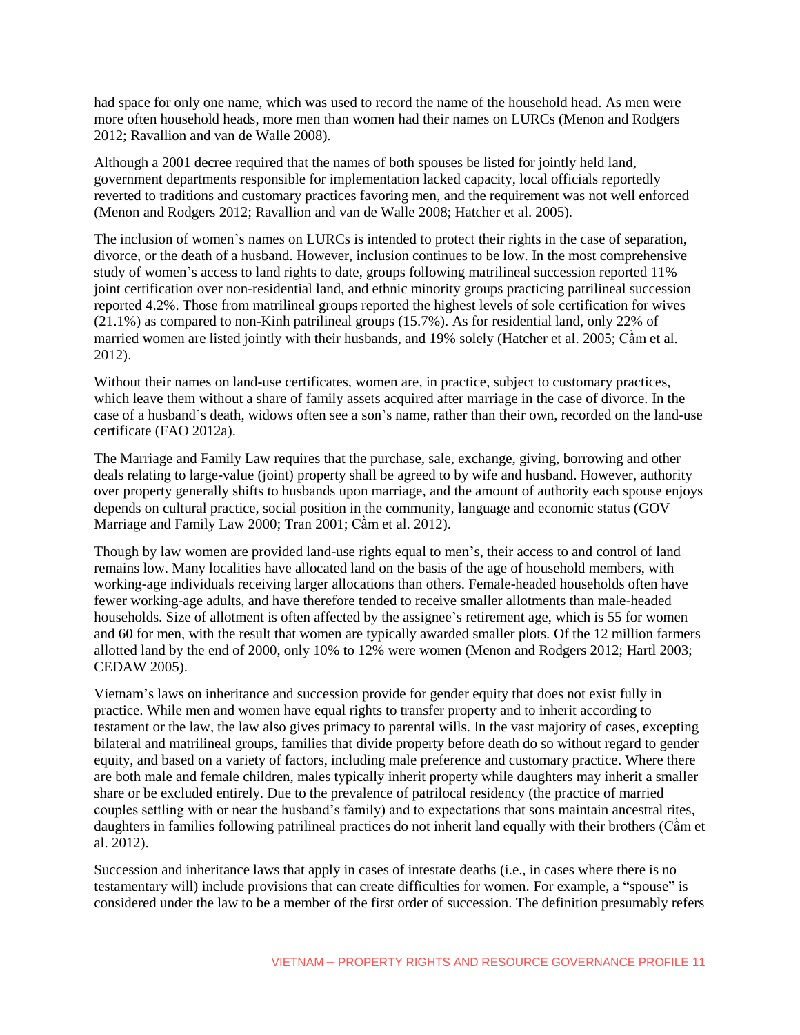had space for only one name, which was used to record the name of the household head. As men were more often household heads, more men than women had their names on LURCs (Menon and Rodgers 2012; Ravallion and van de Walle 2008).

Although a 2001 decree required that the names of both spouses be listed for jointly held land, government departments responsible for implementation lacked capacity, local officials reportedly reverted to traditions and customary practices favoring men, and the requirement was not well enforced (Menon and Rodgers 2012; Ravallion and van de Walle 2008; Hatcher et al. 2005).

The inclusion of women's names on LURCs is intended to protect their rights in the case of separation, divorce, or the death of a husband. However, inclusion continues to be low. In the most comprehensive study of women's access to land rights to date, groups following matrilineal succession reported 11% joint certification over non-residential land, and ethnic minority groups practicing patrilineal succession reported 4.2%. Those from matrilineal groups reported the highest levels of sole certification for wives (21.1%) as compared to non-Kinh patrilineal groups (15.7%). As for residential land, only 22% of married women are listed jointly with their husbands, and 19% solely (Hatcher et al. 2005; Cầm et al. 2012).

Without their names on land-use certificates, women are, in practice, subject to customary practices, which leave them without a share of family assets acquired after marriage in the case of divorce. In the case of a husband's death, widows often see a son's name, rather than their own, recorded on the land-use certificate (FAO 2012a).

The Marriage and Family Law requires that the purchase, sale, exchange, giving, borrowing and other deals relating to large-value (joint) property shall be agreed to by wife and husband. However, authority over property generally shifts to husbands upon marriage, and the amount of authority each spouse enjoys depends on cultural practice, social position in the community, language and economic status (GOV Marriage and Family Law 2000; Tran 2001; Cầm et al. 2012).

Though by law women are provided land-use rights equal to men's, their access to and control of land remains low. Many localities have allocated land on the basis of the age of household members, with working-age individuals receiving larger allocations than others. Female-headed households often have fewer working-age adults, and have therefore tended to receive smaller allotments than male-headed households. Size of allotment is often affected by the assignee's retirement age, which is 55 for women and 60 for men, with the result that women are typically awarded smaller plots. Of the 12 million farmers allotted land by the end of 2000, only 10% to 12% were women (Menon and Rodgers 2012; Hartl 2003; CEDAW 2005).

Vietnam's laws on inheritance and succession provide for gender equity that does not exist fully in practice. While men and women have equal rights to transfer property and to inherit according to testament or the law, the law also gives primacy to parental wills. In the vast majority of cases, excepting bilateral and matrilineal groups, families that divide property before death do so without regard to gender equity, and based on a variety of factors, including male preference and customary practice. Where there are both male and female children, males typically inherit property while daughters may inherit a smaller share or be excluded entirely. Due to the prevalence of patrilocal residency (the practice of married couples settling with or near the husband's family) and to expectations that sons maintain ancestral rites, daughters in families following patrilineal practices do not inherit land equally with their brothers (Cầm et al. 2012).

Succession and inheritance laws that apply in cases of intestate deaths (i.e., in cases where there is no testamentary will) include provisions that can create difficulties for women. For example, a "spouse" is considered under the law to be a member of the first order of succession. The definition presumably refers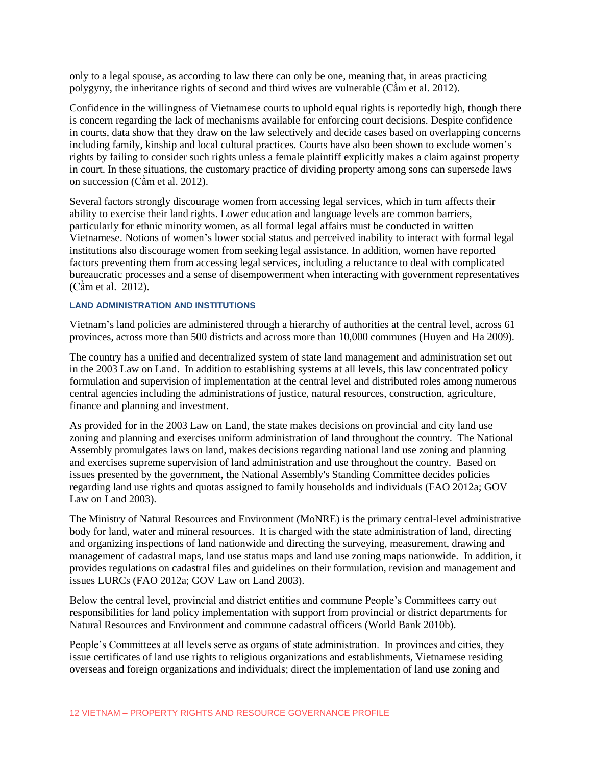only to a legal spouse, as according to law there can only be one, meaning that, in areas practicing polygyny, the inheritance rights of second and third wives are vulnerable (Cầm et al. 2012).

Confidence in the willingness of Vietnamese courts to uphold equal rights is reportedly high, though there is concern regarding the lack of mechanisms available for enforcing court decisions. Despite confidence in courts, data show that they draw on the law selectively and decide cases based on overlapping concerns including family, kinship and local cultural practices. Courts have also been shown to exclude women's rights by failing to consider such rights unless a female plaintiff explicitly makes a claim against property in court. In these situations, the customary practice of dividing property among sons can supersede laws on succession (Cầm et al. 2012).

Several factors strongly discourage women from accessing legal services, which in turn affects their ability to exercise their land rights. Lower education and language levels are common barriers, particularly for ethnic minority women, as all formal legal affairs must be conducted in written Vietnamese. Notions of women's lower social status and perceived inability to interact with formal legal institutions also discourage women from seeking legal assistance. In addition, women have reported factors preventing them from accessing legal services, including a reluctance to deal with complicated bureaucratic processes and a sense of disempowerment when interacting with government representatives (Cầm et al. 2012).

#### LAND ADMINISTRATION AND INSTITUTIONS

Vietnam's land policies are administered through a hierarchy of authorities at the central level, across 61 provinces, across more than 500 districts and across more than 10,000 communes (Huyen and Ha 2009).

The country has a unified and decentralized system of state land management and administration set out in the 2003 Law on Land. In addition to establishing systems at all levels, this law concentrated policy formulation and supervision of implementation at the central level and distributed roles among numerous central agencies including the administrations of justice, natural resources, construction, agriculture, finance and planning and investment.

As provided for in the 2003 Law on Land, the state makes decisions on provincial and city land use zoning and planning and exercises uniform administration of land throughout the country. The National Assembly promulgates laws on land, makes decisions regarding national land use zoning and planning and exercises supreme supervision of land administration and use throughout the country. Based on issues presented by the government, the National Assembly's Standing Committee decides policies regarding land use rights and quotas assigned to family households and individuals (FAO 2012a; GOV Law on Land 2003).

The Ministry of Natural Resources and Environment (MoNRE) is the primary central-level administrative body for land, water and mineral resources. It is charged with the state administration of land, directing and organizing inspections of land nationwide and directing the surveying, measurement, drawing and management of cadastral maps, land use status maps and land use zoning maps nationwide. In addition, it provides regulations on cadastral files and guidelines on their formulation, revision and management and issues LURCs (FAO 2012a; GOV Law on Land 2003).

Below the central level, provincial and district entities and commune People's Committees carry out responsibilities for land policy implementation with support from provincial or district departments for Natural Resources and Environment and commune cadastral officers (World Bank 2010b).

People's Committees at all levels serve as organs of state administration. In provinces and cities, they issue certificates of land use rights to religious organizations and establishments, Vietnamese residing overseas and foreign organizations and individuals; direct the implementation of land use zoning and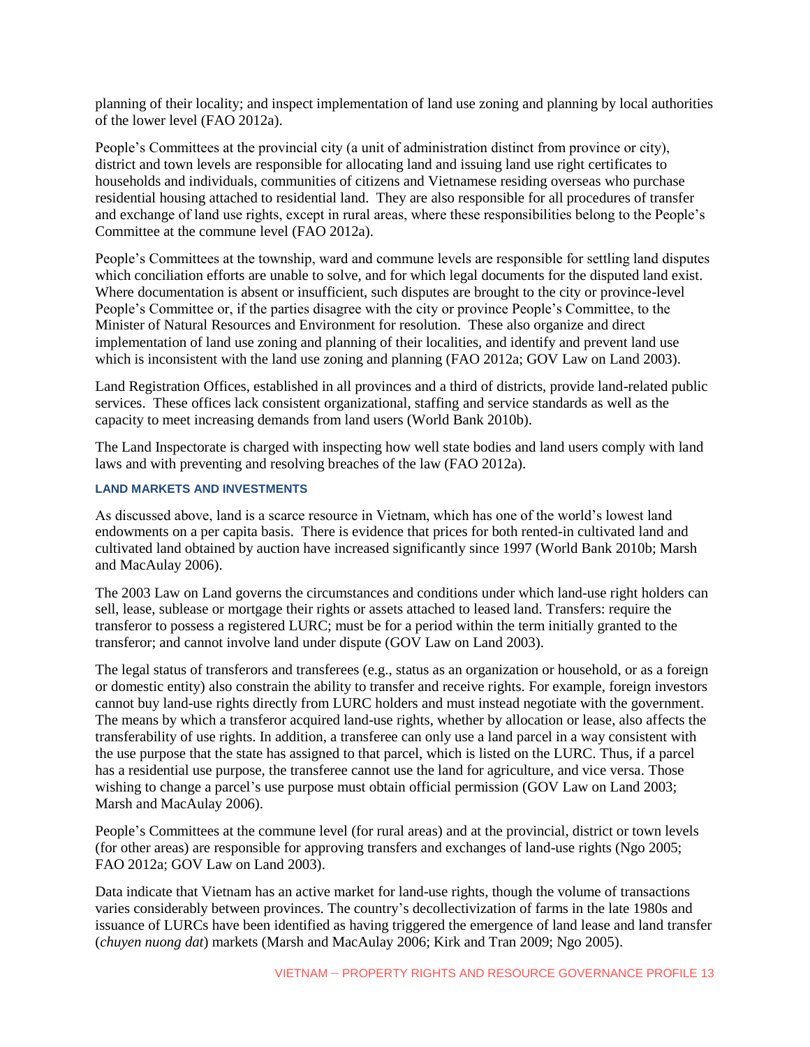planning of their locality; and inspect implementation of land use zoning and planning by local authorities of the lower level (FAO 2012a).

People's Committees at the provincial city (a unit of administration distinct from province or city), district and town levels are responsible for allocating land and issuing land use right certificates to households and individuals, communities of citizens and Vietnamese residing overseas who purchase residential housing attached to residential land. They are also responsible for all procedures of transfer and exchange of land use rights, except in rural areas, where these responsibilities belong to the People's Committee at the commune level (FAO 2012a).

People's Committees at the township, ward and commune levels are responsible for settling land disputes which conciliation efforts are unable to solve, and for which legal documents for the disputed land exist. Where documentation is absent or insufficient, such disputes are brought to the city or province-level People's Committee or, if the parties disagree with the city or province People's Committee, to the Minister of Natural Resources and Environment for resolution. These also organize and direct implementation of land use zoning and planning of their localities, and identify and prevent land use which is inconsistent with the land use zoning and planning (FAO 2012a; GOV Law on Land 2003).

Land Registration Offices, established in all provinces and a third of districts, provide land-related public services. These offices lack consistent organizational, staffing and service standards as well as the capacity to meet increasing demands from land users (World Bank 2010b).

The Land Inspectorate is charged with inspecting how well state bodies and land users comply with land laws and with preventing and resolving breaches of the law (FAO 2012a).

#### LAND MARKETS AND INVESTMENTS

As discussed above, land is a scarce resource in Vietnam, which has one of the world's lowest land endowments on a per capita basis. There is evidence that prices for both rented-in cultivated land and cultivated land obtained by auction have increased significantly since 1997 (World Bank 2010b; Marsh and MacAulay 2006).

The 2003 Law on Land governs the circumstances and conditions under which land-use right holders can sell, lease, sublease or mortgage their rights or assets attached to leased land. Transfers: require the transferor to possess a registered LURC; must be for a period within the term initially granted to the transferor; and cannot involve land under dispute (GOV Law on Land 2003).

The legal status of transferors and transferees (e.g., status as an organization or household, or as a foreign or domestic entity) also constrain the ability to transfer and receive rights. For example, foreign investors cannot buy land-use rights directly from LURC holders and must instead negotiate with the government. The means by which a transferor acquired land-use rights, whether by allocation or lease, also affects the transferability of use rights. In addition, a transferee can only use a land parcel in a way consistent with the use purpose that the state has assigned to that parcel, which is listed on the LURC. Thus, if a parcel has a residential use purpose, the transferee cannot use the land for agriculture, and vice versa. Those wishing to change a parcel's use purpose must obtain official permission (GOV Law on Land 2003; Marsh and MacAulay 2006).

People's Committees at the commune level (for rural areas) and at the provincial, district or town levels (for other areas) are responsible for approving transfers and exchanges of land-use rights (Ngo 2005; FAO 2012a; GOV Law on Land 2003).

Data indicate that Vietnam has an active market for land-use rights, though the volume of transactions varies considerably between provinces. The country's decollectivization of farms in the late 1980s and issuance of LURCs have been identified as having triggered the emergence of land lease and land transfer (*chuyen nuong dat*) markets (Marsh and MacAulay 2006; Kirk and Tran 2009; Ngo 2005).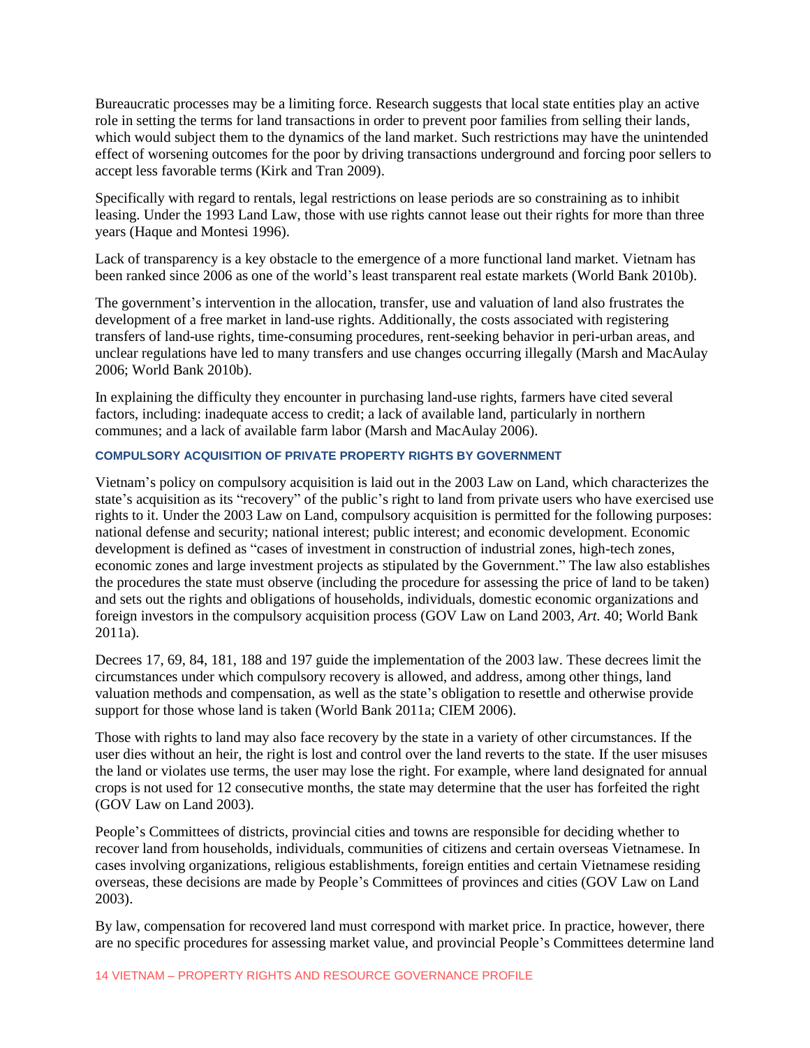Bureaucratic processes may be a limiting force. Research suggests that local state entities play an active role in setting the terms for land transactions in order to prevent poor families from selling their lands, which would subject them to the dynamics of the land market. Such restrictions may have the unintended effect of worsening outcomes for the poor by driving transactions underground and forcing poor sellers to accept less favorable terms (Kirk and Tran 2009).

Specifically with regard to rentals, legal restrictions on lease periods are so constraining as to inhibit leasing. Under the 1993 Land Law, those with use rights cannot lease out their rights for more than three years (Haque and Montesi 1996).

Lack of transparency is a key obstacle to the emergence of a more functional land market. Vietnam has been ranked since 2006 as one of the world's least transparent real estate markets (World Bank 2010b).

The government's intervention in the allocation, transfer, use and valuation of land also frustrates the development of a free market in land-use rights. Additionally, the costs associated with registering transfers of land-use rights, time-consuming procedures, rent-seeking behavior in peri-urban areas, and unclear regulations have led to many transfers and use changes occurring illegally (Marsh and MacAulay 2006; World Bank 2010b).

In explaining the difficulty they encounter in purchasing land-use rights, farmers have cited several factors, including: inadequate access to credit; a lack of available land, particularly in northern communes; and a lack of available farm labor (Marsh and MacAulay 2006).

### COMPULSORY ACQUISITION OF PRIVATE PROPERTY RIGHTS BY GOVERNMENT

Vietnam's policy on compulsory acquisition is laid out in the 2003 Law on Land, which characterizes the state's acquisition as its "recovery" of the public's right to land from private users who have exercised use rights to it. Under the 2003 Law on Land, compulsory acquisition is permitted for the following purposes: national defense and security; national interest; public interest; and economic development. Economic development is defined as "cases of investment in construction of industrial zones, high-tech zones, economic zones and large investment projects as stipulated by the Government." The law also establishes the procedures the state must observe (including the procedure for assessing the price of land to be taken) and sets out the rights and obligations of households, individuals, domestic economic organizations and foreign investors in the compulsory acquisition process (GOV Law on Land 2003, *Art.* 40; World Bank 2011a).

Decrees 17, 69, 84, 181, 188 and 197 guide the implementation of the 2003 law. These decrees limit the circumstances under which compulsory recovery is allowed, and address, among other things, land valuation methods and compensation, as well as the state's obligation to resettle and otherwise provide support for those whose land is taken (World Bank 2011a; CIEM 2006).

Those with rights to land may also face recovery by the state in a variety of other circumstances. If the user dies without an heir, the right is lost and control over the land reverts to the state. If the user misuses the land or violates use terms, the user may lose the right. For example, where land designated for annual crops is not used for 12 consecutive months, the state may determine that the user has forfeited the right (GOV Law on Land 2003).

People's Committees of districts, provincial cities and towns are responsible for deciding whether to recover land from households, individuals, communities of citizens and certain overseas Vietnamese. In cases involving organizations, religious establishments, foreign entities and certain Vietnamese residing overseas, these decisions are made by People's Committees of provinces and cities (GOV Law on Land 2003).

By law, compensation for recovered land must correspond with market price. In practice, however, there are no specific procedures for assessing market value, and provincial People's Committees determine land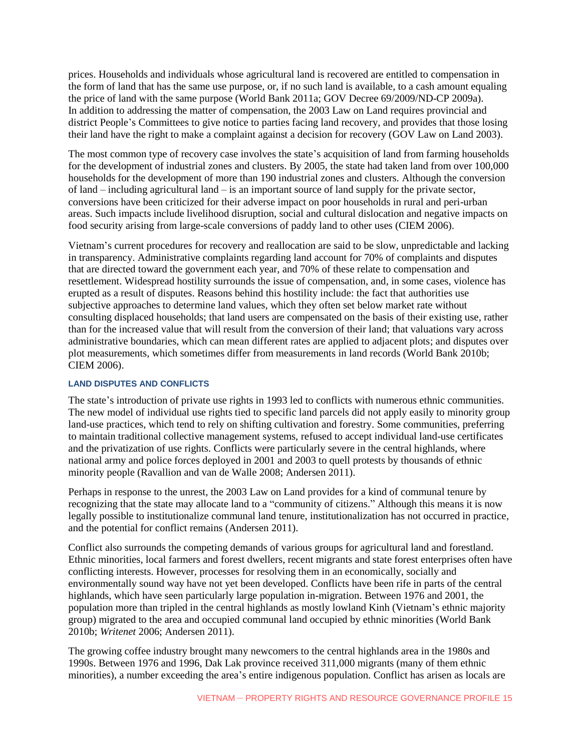prices. Households and individuals whose agricultural land is recovered are entitled to compensation in the form of land that has the same use purpose, or, if no such land is available, to a cash amount equaling the price of land with the same purpose (World Bank 2011a; GOV Decree 69/2009/ND-CP 2009a). In addition to addressing the matter of compensation, the 2003 Law on Land requires provincial and district People's Committees to give notice to parties facing land recovery, and provides that those losing their land have the right to make a complaint against a decision for recovery (GOV Law on Land 2003).

The most common type of recovery case involves the state's acquisition of land from farming households for the development of industrial zones and clusters. By 2005, the state had taken land from over 100,000 households for the development of more than 190 industrial zones and clusters. Although the conversion of land – including agricultural land – is an important source of land supply for the private sector, conversions have been criticized for their adverse impact on poor households in rural and peri-urban areas. Such impacts include livelihood disruption, social and cultural dislocation and negative impacts on food security arising from large-scale conversions of paddy land to other uses (CIEM 2006).

Vietnam's current procedures for recovery and reallocation are said to be slow, unpredictable and lacking in transparency. Administrative complaints regarding land account for 70% of complaints and disputes that are directed toward the government each year, and 70% of these relate to compensation and resettlement. Widespread hostility surrounds the issue of compensation, and, in some cases, violence has erupted as a result of disputes. Reasons behind this hostility include: the fact that authorities use subjective approaches to determine land values, which they often set below market rate without consulting displaced households; that land users are compensated on the basis of their existing use, rather than for the increased value that will result from the conversion of their land; that valuations vary across administrative boundaries, which can mean different rates are applied to adjacent plots; and disputes over plot measurements, which sometimes differ from measurements in land records (World Bank 2010b; CIEM 2006).

#### LAND DISPUTES AND CONFLICTS

The state's introduction of private use rights in 1993 led to conflicts with numerous ethnic communities. The new model of individual use rights tied to specific land parcels did not apply easily to minority group land-use practices, which tend to rely on shifting cultivation and forestry. Some communities, preferring to maintain traditional collective management systems, refused to accept individual land-use certificates and the privatization of use rights. Conflicts were particularly severe in the central highlands, where national army and police forces deployed in 2001 and 2003 to quell protests by thousands of ethnic minority people (Ravallion and van de Walle 2008; Andersen 2011).

Perhaps in response to the unrest, the 2003 Law on Land provides for a kind of communal tenure by recognizing that the state may allocate land to a "community of citizens." Although this means it is now legally possible to institutionalize communal land tenure, institutionalization has not occurred in practice, and the potential for conflict remains (Andersen 2011).

Conflict also surrounds the competing demands of various groups for agricultural land and forestland. Ethnic minorities, local farmers and forest dwellers, recent migrants and state forest enterprises often have conflicting interests. However, processes for resolving them in an economically, socially and environmentally sound way have not yet been developed. Conflicts have been rife in parts of the central highlands, which have seen particularly large population in-migration. Between 1976 and 2001, the population more than tripled in the central highlands as mostly lowland Kinh (Vietnam's ethnic majority group) migrated to the area and occupied communal land occupied by ethnic minorities (World Bank 2010b; *Writenet* 2006; Andersen 2011).

The growing coffee industry brought many newcomers to the central highlands area in the 1980s and 1990s. Between 1976 and 1996, Dak Lak province received 311,000 migrants (many of them ethnic minorities), a number exceeding the area's entire indigenous population. Conflict has arisen as locals are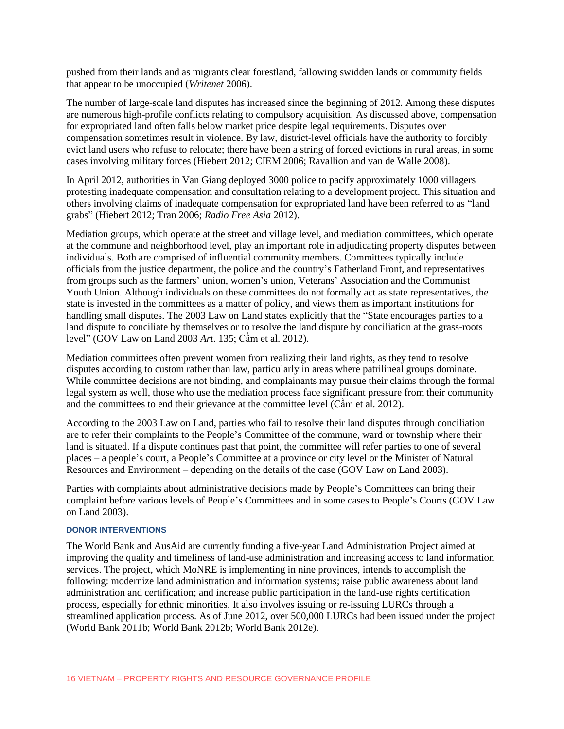pushed from their lands and as migrants clear forestland, fallowing swidden lands or community fields that appear to be unoccupied (*Writenet* 2006).

The number of large-scale land disputes has increased since the beginning of 2012. Among these disputes are numerous high-profile conflicts relating to compulsory acquisition. As discussed above, compensation for expropriated land often falls below market price despite legal requirements. Disputes over compensation sometimes result in violence. By law, district-level officials have the authority to forcibly evict land users who refuse to relocate; there have been a string of forced evictions in rural areas, in some cases involving military forces (Hiebert 2012; CIEM 2006; Ravallion and van de Walle 2008).

In April 2012, authorities in Van Giang deployed 3000 police to pacify approximately 1000 villagers protesting inadequate compensation and consultation relating to a development project. This situation and others involving claims of inadequate compensation for expropriated land have been referred to as "land grabs" (Hiebert 2012; Tran 2006; *Radio Free Asia* 2012).

Mediation groups, which operate at the street and village level, and mediation committees, which operate at the commune and neighborhood level, play an important role in adjudicating property disputes between individuals. Both are comprised of influential community members. Committees typically include officials from the justice department, the police and the country's Fatherland Front, and representatives from groups such as the farmers' union, women's union, Veterans' Association and the Communist Youth Union. Although individuals on these committees do not formally act as state representatives, the state is invested in the committees as a matter of policy, and views them as important institutions for handling small disputes. The 2003 Law on Land states explicitly that the "State encourages parties to a land dispute to conciliate by themselves or to resolve the land dispute by conciliation at the grass-roots level" (GOV Law on Land 2003 *Art*. 135; Cầm et al. 2012).

Mediation committees often prevent women from realizing their land rights, as they tend to resolve disputes according to custom rather than law, particularly in areas where patrilineal groups dominate. While committee decisions are not binding, and complainants may pursue their claims through the formal legal system as well, those who use the mediation process face significant pressure from their community and the committees to end their grievance at the committee level (Cầm et al. 2012).

According to the 2003 Law on Land, parties who fail to resolve their land disputes through conciliation are to refer their complaints to the People's Committee of the commune, ward or township where their land is situated. If a dispute continues past that point, the committee will refer parties to one of several places – a people's court, a People's Committee at a province or city level or the Minister of Natural Resources and Environment – depending on the details of the case (GOV Law on Land 2003).

Parties with complaints about administrative decisions made by People's Committees can bring their complaint before various levels of People's Committees and in some cases to People's Courts (GOV Law on Land 2003).

### DONOR INTERVENTIONS

The World Bank and AusAid are currently funding a five-year Land Administration Project aimed at improving the quality and timeliness of land-use administration and increasing access to land information services. The project, which MoNRE is implementing in nine provinces, intends to accomplish the following: modernize land administration and information systems; raise public awareness about land administration and certification; and increase public participation in the land-use rights certification process, especially for ethnic minorities. It also involves issuing or re-issuing LURCs through a streamlined application process. As of June 2012, over 500,000 LURCs had been issued under the project (World Bank 2011b; World Bank 2012b; World Bank 2012e).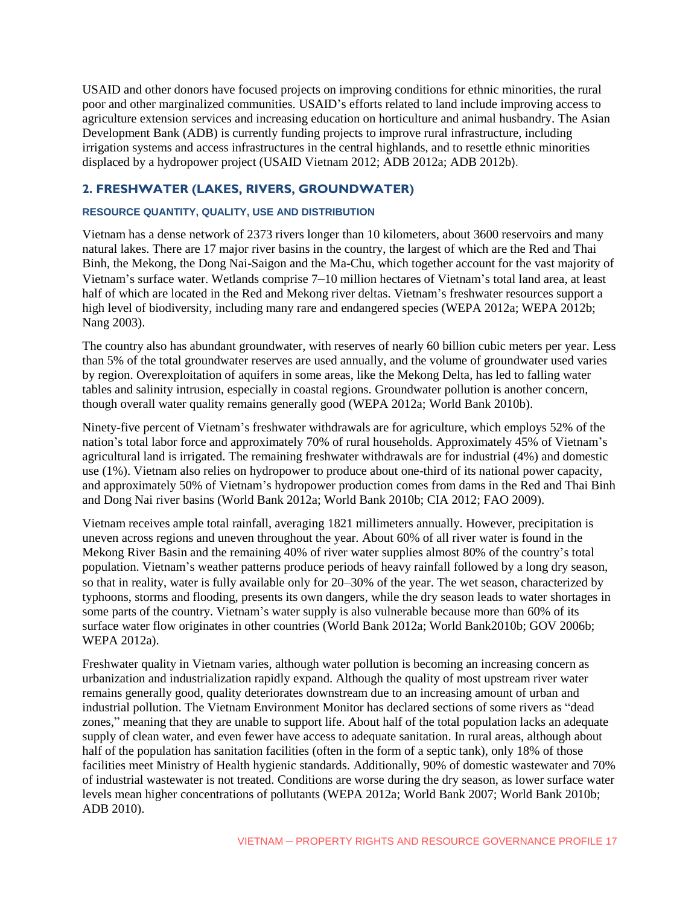USAID and other donors have focused projects on improving conditions for ethnic minorities, the rural poor and other marginalized communities. USAID's efforts related to land include improving access to agriculture extension services and increasing education on horticulture and animal husbandry. The Asian Development Bank (ADB) is currently funding projects to improve rural infrastructure, including irrigation systems and access infrastructures in the central highlands, and to resettle ethnic minorities displaced by a hydropower project (USAID Vietnam 2012; ADB 2012a; ADB 2012b).

## 2. FRESHWATER (LAKES, RIVERS, GROUNDWATER)

### RESOURCE QUANTITY, QUALITY, USE AND DISTRIBUTION

Vietnam has a dense network of 2373 rivers longer than 10 kilometers, about 3600 reservoirs and many natural lakes. There are 17 major river basins in the country, the largest of which are the Red and Thai Binh, the Mekong, the Dong Nai-Saigon and the Ma-Chu, which together account for the vast majority of Vietnam's surface water. Wetlands comprise 7–10 million hectares of Vietnam's total land area, at least half of which are located in the Red and Mekong river deltas. Vietnam's freshwater resources support a high level of biodiversity, including many rare and endangered species (WEPA 2012a; WEPA 2012b; Nang 2003).

The country also has abundant groundwater, with reserves of nearly 60 billion cubic meters per year. Less than 5% of the total groundwater reserves are used annually, and the volume of groundwater used varies by region. Overexploitation of aquifers in some areas, like the Mekong Delta, has led to falling water tables and salinity intrusion, especially in coastal regions. Groundwater pollution is another concern, though overall water quality remains generally good (WEPA 2012a; World Bank 2010b).

Ninety-five percent of Vietnam's freshwater withdrawals are for agriculture, which employs 52% of the nation's total labor force and approximately 70% of rural households. Approximately 45% of Vietnam's agricultural land is irrigated. The remaining freshwater withdrawals are for industrial (4%) and domestic use (1%). Vietnam also relies on hydropower to produce about one-third of its national power capacity, and approximately 50% of Vietnam's hydropower production comes from dams in the Red and Thai Binh and Dong Nai river basins (World Bank 2012a; World Bank 2010b; CIA 2012; FAO 2009).

Vietnam receives ample total rainfall, averaging 1821 millimeters annually. However, precipitation is uneven across regions and uneven throughout the year. About 60% of all river water is found in the Mekong River Basin and the remaining 40% of river water supplies almost 80% of the country's total population. Vietnam's weather patterns produce periods of heavy rainfall followed by a long dry season, so that in reality, water is fully available only for 20–30% of the year. The wet season, characterized by typhoons, storms and flooding, presents its own dangers, while the dry season leads to water shortages in some parts of the country. Vietnam's water supply is also vulnerable because more than 60% of its surface water flow originates in other countries (World Bank 2012a; World Bank2010b; GOV 2006b; WEPA 2012a).

Freshwater quality in Vietnam varies, although water pollution is becoming an increasing concern as urbanization and industrialization rapidly expand. Although the quality of most upstream river water remains generally good, quality deteriorates downstream due to an increasing amount of urban and industrial pollution. The Vietnam Environment Monitor has declared sections of some rivers as "dead zones," meaning that they are unable to support life. About half of the total population lacks an adequate supply of clean water, and even fewer have access to adequate sanitation. In rural areas, although about half of the population has sanitation facilities (often in the form of a septic tank), only 18% of those facilities meet Ministry of Health hygienic standards. Additionally, 90% of domestic wastewater and 70% of industrial wastewater is not treated. Conditions are worse during the dry season, as lower surface water levels mean higher concentrations of pollutants (WEPA 2012a; World Bank 2007; World Bank 2010b; ADB 2010).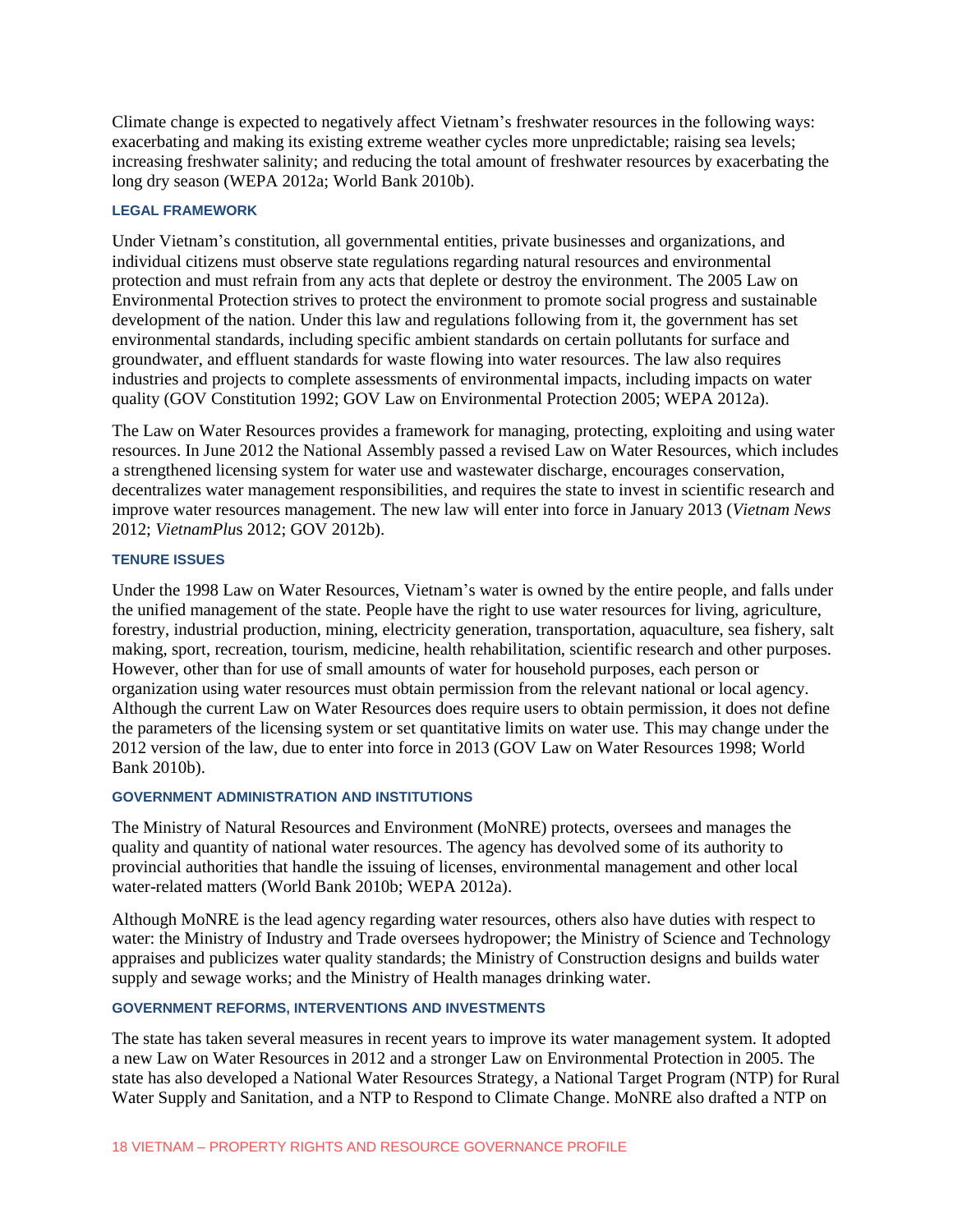Climate change is expected to negatively affect Vietnam's freshwater resources in the following ways: exacerbating and making its existing extreme weather cycles more unpredictable; raising sea levels; increasing freshwater salinity; and reducing the total amount of freshwater resources by exacerbating the long dry season (WEPA 2012a; World Bank 2010b).

### LEGAL FRAMEWORK

Under Vietnam's constitution, all governmental entities, private businesses and organizations, and individual citizens must observe state regulations regarding natural resources and environmental protection and must refrain from any acts that deplete or destroy the environment. The 2005 Law on Environmental Protection strives to protect the environment to promote social progress and sustainable development of the nation. Under this law and regulations following from it, the government has set environmental standards, including specific ambient standards on certain pollutants for surface and groundwater, and effluent standards for waste flowing into water resources. The law also requires industries and projects to complete assessments of environmental impacts, including impacts on water quality (GOV Constitution 1992; GOV Law on Environmental Protection 2005; WEPA 2012a).

The Law on Water Resources provides a framework for managing, protecting, exploiting and using water resources. In June 2012 the National Assembly passed a revised Law on Water Resources, which includes a strengthened licensing system for water use and wastewater discharge, encourages conservation, decentralizes water management responsibilities, and requires the state to invest in scientific research and improve water resources management. The new law will enter into force in January 2013 (*Vietnam News* 2012; *VietnamPlus* 2012; GOV 2012b).

### TENURE ISSUES

Under the 1998 Law on Water Resources, Vietnam's water is owned by the entire people, and falls under the unified management of the state. People have the right to use water resources for living, agriculture, forestry, industrial production, mining, electricity generation, transportation, aquaculture, sea fishery, salt making, sport, recreation, tourism, medicine, health rehabilitation, scientific research and other purposes. However, other than for use of small amounts of water for household purposes, each person or organization using water resources must obtain permission from the relevant national or local agency. Although the current Law on Water Resources does require users to obtain permission, it does not define the parameters of the licensing system or set quantitative limits on water use. This may change under the 2012 version of the law, due to enter into force in 2013 (GOV Law on Water Resources 1998; World Bank 2010b).

### GOVERNMENT ADMINISTRATION AND INSTITUTIONS

The Ministry of Natural Resources and Environment (MoNRE) protects, oversees and manages the quality and quantity of national water resources. The agency has devolved some of its authority to provincial authorities that handle the issuing of licenses, environmental management and other local water-related matters (World Bank 2010b; WEPA 2012a).

Although MoNRE is the lead agency regarding water resources, others also have duties with respect to water: the Ministry of Industry and Trade oversees hydropower; the Ministry of Science and Technology appraises and publicizes water quality standards; the Ministry of Construction designs and builds water supply and sewage works; and the Ministry of Health manages drinking water.

### GOVERNMENT REFORMS, INTERVENTIONS AND INVESTMENTS

The state has taken several measures in recent years to improve its water management system. It adopted a new Law on Water Resources in 2012 and a stronger Law on Environmental Protection in 2005. The state has also developed a National Water Resources Strategy, a National Target Program (NTP) for Rural Water Supply and Sanitation, and a NTP to Respond to Climate Change. MoNRE also drafted a NTP on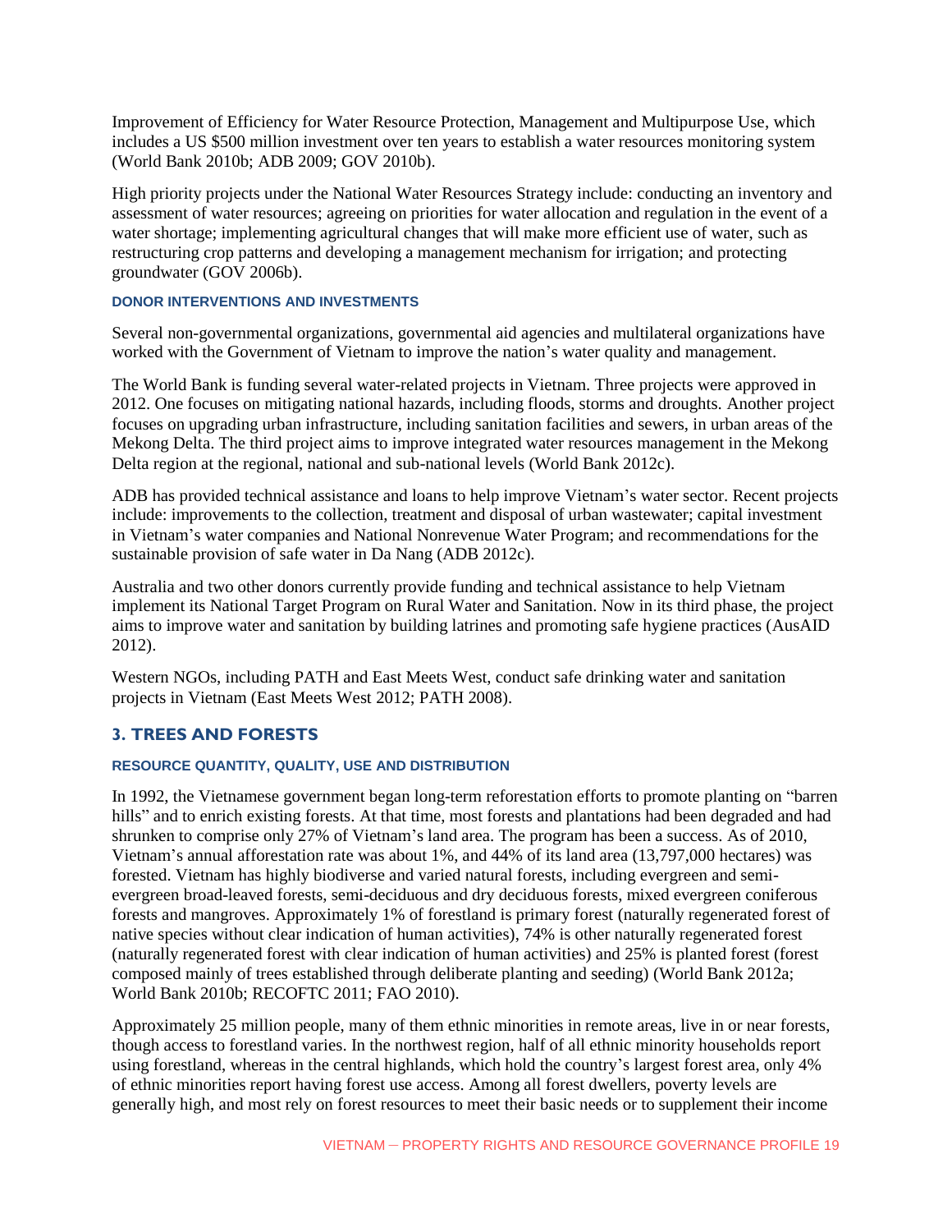Improvement of Efficiency for Water Resource Protection, Management and Multipurpose Use, which includes a US $500 million investment over ten years to establish a water resources monitoring system (World Bank 2010b; ADB 2009; GOV 2010b).

High priority projects under the National Water Resources Strategy include: conducting an inventory and assessment of water resources; agreeing on priorities for water allocation and regulation in the event of a water shortage; implementing agricultural changes that will make more efficient use of water, such as restructuring crop patterns and developing a management mechanism for irrigation; and protecting groundwater (GOV 2006b).

#### DONOR INTERVENTIONS AND INVESTMENTS

Several non-governmental organizations, governmental aid agencies and multilateral organizations have worked with the Government of Vietnam to improve the nation's water quality and management.

The World Bank is funding several water-related projects in Vietnam. Three projects were approved in 2012. One focuses on mitigating national hazards, including floods, storms and droughts. Another project focuses on upgrading urban infrastructure, including sanitation facilities and sewers, in urban areas of the Mekong Delta. The third project aims to improve integrated water resources management in the Mekong Delta region at the regional, national and sub-national levels (World Bank 2012c).

ADB has provided technical assistance and loans to help improve Vietnam's water sector. Recent projects include: improvements to the collection, treatment and disposal of urban wastewater; capital investment in Vietnam's water companies and National Nonrevenue Water Program; and recommendations for the sustainable provision of safe water in Da Nang (ADB 2012c).

Australia and two other donors currently provide funding and technical assistance to help Vietnam implement its National Target Program on Rural Water and Sanitation. Now in its third phase, the project aims to improve water and sanitation by building latrines and promoting safe hygiene practices (AusAID 2012).

Western NGOs, including PATH and East Meets West, conduct safe drinking water and sanitation projects in Vietnam (East Meets West 2012; PATH 2008).

## 3. TREES AND FORESTS

#### RESOURCE QUANTITY, QUALITY, USE AND DISTRIBUTION

In 1992, the Vietnamese government began long-term reforestation efforts to promote planting on "barren hills" and to enrich existing forests. At that time, most forests and plantations had been degraded and had shrunken to comprise only 27% of Vietnam's land area. The program has been a success. As of 2010, Vietnam's annual afforestation rate was about 1%, and 44% of its land area (13,797,000 hectares) was forested. Vietnam has highly biodiverse and varied natural forests, including evergreen and semi-evergreen broad-leaved forests, semi-deciduous and dry deciduous forests, mixed evergreen coniferous forests and mangroves. Approximately 1% of forestland is primary forest (naturally regenerated forest of native species without clear indication of human activities), 74% is other naturally regenerated forest (naturally regenerated forest with clear indication of human activities) and 25% is planted forest (forest composed mainly of trees established through deliberate planting and seeding) (World Bank 2012a; World Bank 2010b; RECOFTC 2011; FAO 2010).

Approximately 25 million people, many of them ethnic minorities in remote areas, live in or near forests, though access to forestland varies. In the northwest region, half of all ethnic minority households report using forestland, whereas in the central highlands, which hold the country's largest forest area, only 4% of ethnic minorities report having forest use access. Among all forest dwellers, poverty levels are generally high, and most rely on forest resources to meet their basic needs or to supplement their income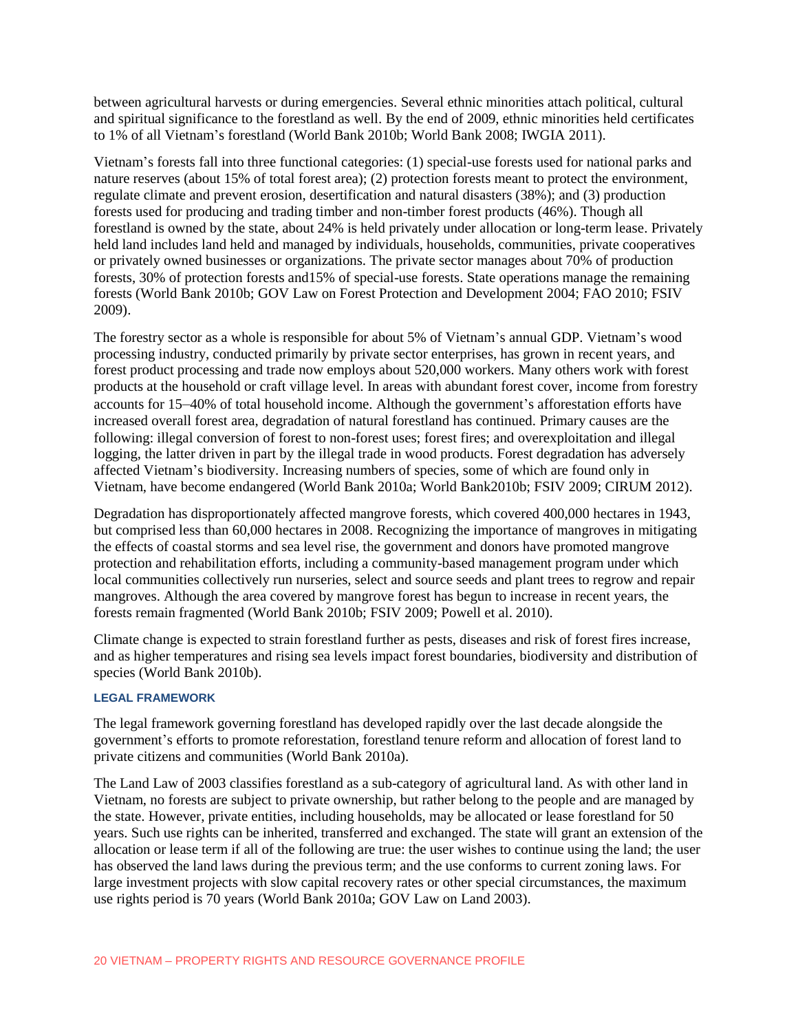between agricultural harvests or during emergencies. Several ethnic minorities attach political, cultural and spiritual significance to the forestland as well. By the end of 2009, ethnic minorities held certificates to 1% of all Vietnam's forestland (World Bank 2010b; World Bank 2008; IWGIA 2011).

Vietnam's forests fall into three functional categories: (1) special-use forests used for national parks and nature reserves (about 15% of total forest area); (2) protection forests meant to protect the environment, regulate climate and prevent erosion, desertification and natural disasters (38%); and (3) production forests used for producing and trading timber and non-timber forest products (46%). Though all forestland is owned by the state, about 24% is held privately under allocation or long-term lease. Privately held land includes land held and managed by individuals, households, communities, private cooperatives or privately owned businesses or organizations. The private sector manages about 70% of production forests, 30% of protection forests and15% of special-use forests. State operations manage the remaining forests (World Bank 2010b; GOV Law on Forest Protection and Development 2004; FAO 2010; FSIV 2009).

The forestry sector as a whole is responsible for about 5% of Vietnam's annual GDP. Vietnam's wood processing industry, conducted primarily by private sector enterprises, has grown in recent years, and forest product processing and trade now employs about 520,000 workers. Many others work with forest products at the household or craft village level. In areas with abundant forest cover, income from forestry accounts for 15–40% of total household income. Although the government's afforestation efforts have increased overall forest area, degradation of natural forestland has continued. Primary causes are the following: illegal conversion of forest to non-forest uses; forest fires; and overexploitation and illegal logging, the latter driven in part by the illegal trade in wood products. Forest degradation has adversely affected Vietnam's biodiversity. Increasing numbers of species, some of which are found only in Vietnam, have become endangered (World Bank 2010a; World Bank2010b; FSIV 2009; CIRUM 2012).

Degradation has disproportionately affected mangrove forests, which covered 400,000 hectares in 1943, but comprised less than 60,000 hectares in 2008. Recognizing the importance of mangroves in mitigating the effects of coastal storms and sea level rise, the government and donors have promoted mangrove protection and rehabilitation efforts, including a community-based management program under which local communities collectively run nurseries, select and source seeds and plant trees to regrow and repair mangroves. Although the area covered by mangrove forest has begun to increase in recent years, the forests remain fragmented (World Bank 2010b; FSIV 2009; Powell et al. 2010).

Climate change is expected to strain forestland further as pests, diseases and risk of forest fires increase, and as higher temperatures and rising sea levels impact forest boundaries, biodiversity and distribution of species (World Bank 2010b).

#### LEGAL FRAMEWORK

The legal framework governing forestland has developed rapidly over the last decade alongside the government's efforts to promote reforestation, forestland tenure reform and allocation of forest land to private citizens and communities (World Bank 2010a).

The Land Law of 2003 classifies forestland as a sub-category of agricultural land. As with other land in Vietnam, no forests are subject to private ownership, but rather belong to the people and are managed by the state. However, private entities, including households, may be allocated or lease forestland for 50 years. Such use rights can be inherited, transferred and exchanged. The state will grant an extension of the allocation or lease term if all of the following are true: the user wishes to continue using the land; the user has observed the land laws during the previous term; and the use conforms to current zoning laws. For large investment projects with slow capital recovery rates or other special circumstances, the maximum use rights period is 70 years (World Bank 2010a; GOV Law on Land 2003).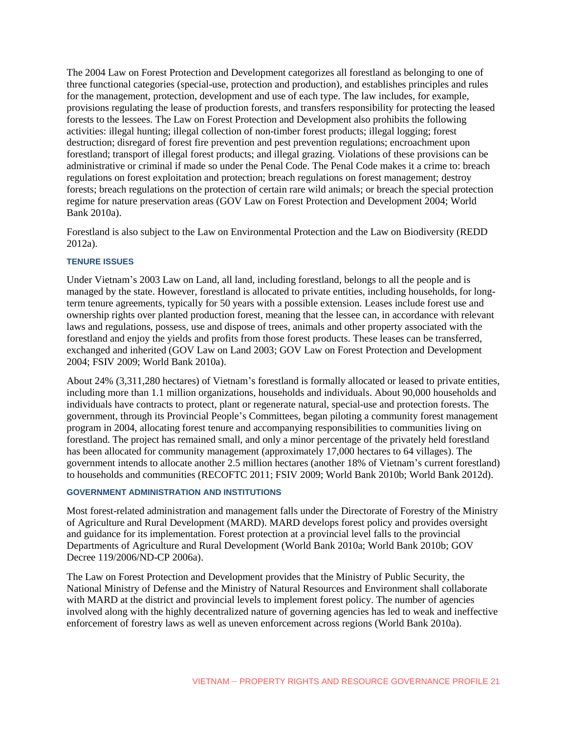The 2004 Law on Forest Protection and Development categorizes all forestland as belonging to one of three functional categories (special-use, protection and production), and establishes principles and rules for the management, protection, development and use of each type. The law includes, for example, provisions regulating the lease of production forests, and transfers responsibility for protecting the leased forests to the lessees. The Law on Forest Protection and Development also prohibits the following activities: illegal hunting; illegal collection of non-timber forest products; illegal logging; forest destruction; disregard of forest fire prevention and pest prevention regulations; encroachment upon forestland; transport of illegal forest products; and illegal grazing. Violations of these provisions can be administrative or criminal if made so under the Penal Code. The Penal Code makes it a crime to: breach regulations on forest exploitation and protection; breach regulations on forest management; destroy forests; breach regulations on the protection of certain rare wild animals; or breach the special protection regime for nature preservation areas (GOV Law on Forest Protection and Development 2004; World Bank 2010a).

Forestland is also subject to the Law on Environmental Protection and the Law on Biodiversity (REDD 2012a).

#### TENURE ISSUES

Under Vietnam's 2003 Law on Land, all land, including forestland, belongs to all the people and is managed by the state. However, forestland is allocated to private entities, including households, for long-term tenure agreements, typically for 50 years with a possible extension. Leases include forest use and ownership rights over planted production forest, meaning that the lessee can, in accordance with relevant laws and regulations, possess, use and dispose of trees, animals and other property associated with the forestland and enjoy the yields and profits from those forest products. These leases can be transferred, exchanged and inherited (GOV Law on Land 2003; GOV Law on Forest Protection and Development 2004; FSIV 2009; World Bank 2010a).

About 24% (3,311,280 hectares) of Vietnam's forestland is formally allocated or leased to private entities, including more than 1.1 million organizations, households and individuals. About 90,000 households and individuals have contracts to protect, plant or regenerate natural, special-use and protection forests. The government, through its Provincial People's Committees, began piloting a community forest management program in 2004, allocating forest tenure and accompanying responsibilities to communities living on forestland. The project has remained small, and only a minor percentage of the privately held forestland has been allocated for community management (approximately 17,000 hectares to 64 villages). The government intends to allocate another 2.5 million hectares (another 18% of Vietnam's current forestland) to households and communities (RECOFTC 2011; FSIV 2009; World Bank 2010b; World Bank 2012d).

#### GOVERNMENT ADMINISTRATION AND INSTITUTIONS

Most forest-related administration and management falls under the Directorate of Forestry of the Ministry of Agriculture and Rural Development (MARD). MARD develops forest policy and provides oversight and guidance for its implementation. Forest protection at a provincial level falls to the provincial Departments of Agriculture and Rural Development (World Bank 2010a; World Bank 2010b; GOV Decree 119/2006/ND-CP 2006a).

The Law on Forest Protection and Development provides that the Ministry of Public Security, the National Ministry of Defense and the Ministry of Natural Resources and Environment shall collaborate with MARD at the district and provincial levels to implement forest policy. The number of agencies involved along with the highly decentralized nature of governing agencies has led to weak and ineffective enforcement of forestry laws as well as uneven enforcement across regions (World Bank 2010a).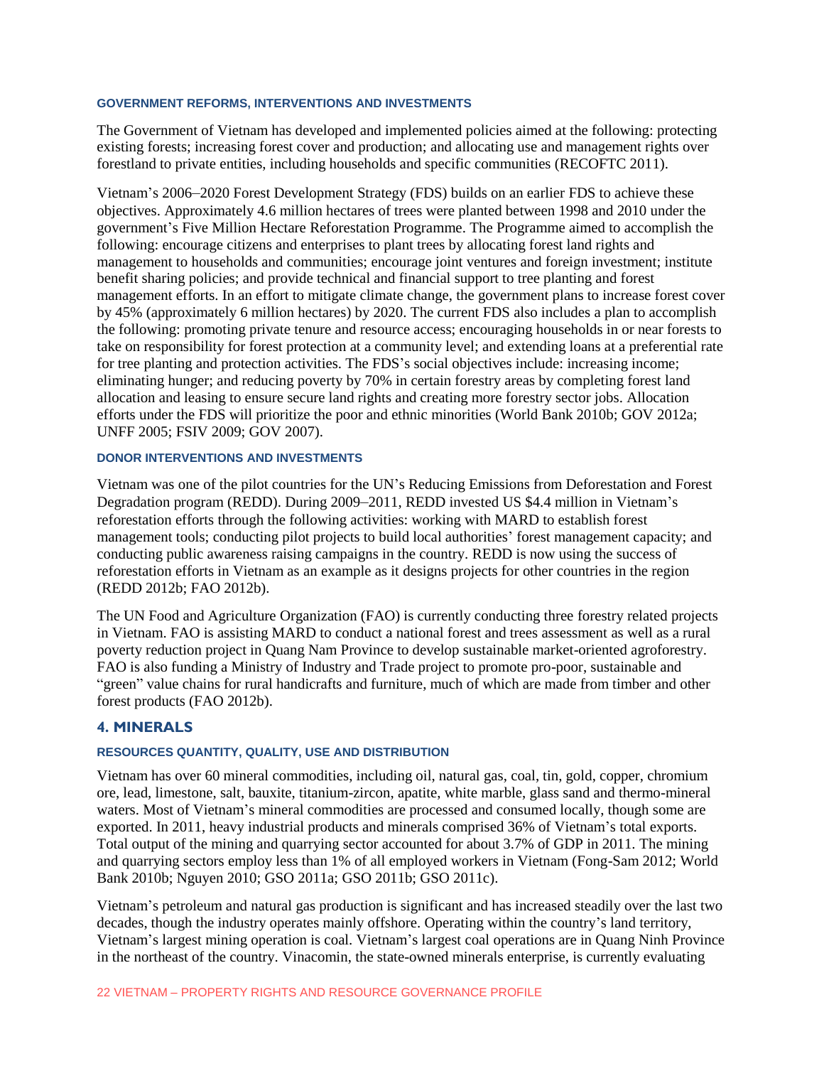#### GOVERNMENT REFORMS, INTERVENTIONS AND INVESTMENTS

The Government of Vietnam has developed and implemented policies aimed at the following: protecting existing forests; increasing forest cover and production; and allocating use and management rights over forestland to private entities, including households and specific communities (RECOFTC 2011).

Vietnam's 2006–2020 Forest Development Strategy (FDS) builds on an earlier FDS to achieve these objectives. Approximately 4.6 million hectares of trees were planted between 1998 and 2010 under the government's Five Million Hectare Reforestation Programme. The Programme aimed to accomplish the following: encourage citizens and enterprises to plant trees by allocating forest land rights and management to households and communities; encourage joint ventures and foreign investment; institute benefit sharing policies; and provide technical and financial support to tree planting and forest management efforts. In an effort to mitigate climate change, the government plans to increase forest cover by 45% (approximately 6 million hectares) by 2020. The current FDS also includes a plan to accomplish the following: promoting private tenure and resource access; encouraging households in or near forests to take on responsibility for forest protection at a community level; and extending loans at a preferential rate for tree planting and protection activities. The FDS's social objectives include: increasing income; eliminating hunger; and reducing poverty by 70% in certain forestry areas by completing forest land allocation and leasing to ensure secure land rights and creating more forestry sector jobs. Allocation efforts under the FDS will prioritize the poor and ethnic minorities (World Bank 2010b; GOV 2012a; UNFF 2005; FSIV 2009; GOV 2007).

#### DONOR INTERVENTIONS AND INVESTMENTS

Vietnam was one of the pilot countries for the UN's Reducing Emissions from Deforestation and Forest Degradation program (REDD). During 2009–2011, REDD invested US $4.4 million in Vietnam's reforestation efforts through the following activities: working with MARD to establish forest management tools; conducting pilot projects to build local authorities' forest management capacity; and conducting public awareness raising campaigns in the country. REDD is now using the success of reforestation efforts in Vietnam as an example as it designs projects for other countries in the region (REDD 2012b; FAO 2012b).

The UN Food and Agriculture Organization (FAO) is currently conducting three forestry related projects in Vietnam. FAO is assisting MARD to conduct a national forest and trees assessment as well as a rural poverty reduction project in Quang Nam Province to develop sustainable market-oriented agroforestry. FAO is also funding a Ministry of Industry and Trade project to promote pro-poor, sustainable and "green" value chains for rural handicrafts and furniture, much of which are made from timber and other forest products (FAO 2012b).

## 4. MINERALS

#### RESOURCES QUANTITY, QUALITY, USE AND DISTRIBUTION

Vietnam has over 60 mineral commodities, including oil, natural gas, coal, tin, gold, copper, chromium ore, lead, limestone, salt, bauxite, titanium-zircon, apatite, white marble, glass sand and thermo-mineral waters. Most of Vietnam's mineral commodities are processed and consumed locally, though some are exported. In 2011, heavy industrial products and minerals comprised 36% of Vietnam's total exports. Total output of the mining and quarrying sector accounted for about 3.7% of GDP in 2011. The mining and quarrying sectors employ less than 1% of all employed workers in Vietnam (Fong-Sam 2012; World Bank 2010b; Nguyen 2010; GSO 2011a; GSO 2011b; GSO 2011c).

Vietnam's petroleum and natural gas production is significant and has increased steadily over the last two decades, though the industry operates mainly offshore. Operating within the country's land territory, Vietnam's largest mining operation is coal. Vietnam's largest coal operations are in Quang Ninh Province in the northeast of the country. Vinacomin, the state-owned minerals enterprise, is currently evaluating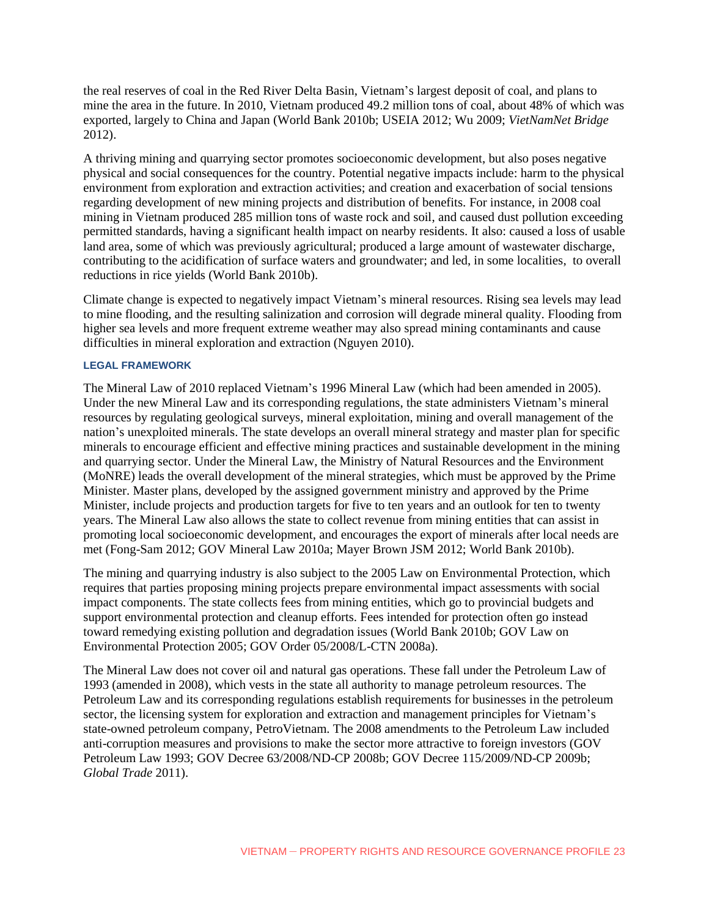the real reserves of coal in the Red River Delta Basin, Vietnam's largest deposit of coal, and plans to mine the area in the future. In 2010, Vietnam produced 49.2 million tons of coal, about 48% of which was exported, largely to China and Japan (World Bank 2010b; USEIA 2012; Wu 2009; *VietNamNet Bridge* 2012).

A thriving mining and quarrying sector promotes socioeconomic development, but also poses negative physical and social consequences for the country. Potential negative impacts include: harm to the physical environment from exploration and extraction activities; and creation and exacerbation of social tensions regarding development of new mining projects and distribution of benefits. For instance, in 2008 coal mining in Vietnam produced 285 million tons of waste rock and soil, and caused dust pollution exceeding permitted standards, having a significant health impact on nearby residents. It also: caused a loss of usable land area, some of which was previously agricultural; produced a large amount of wastewater discharge, contributing to the acidification of surface waters and groundwater; and led, in some localities, to overall reductions in rice yields (World Bank 2010b).

Climate change is expected to negatively impact Vietnam's mineral resources. Rising sea levels may lead to mine flooding, and the resulting salinization and corrosion will degrade mineral quality. Flooding from higher sea levels and more frequent extreme weather may also spread mining contaminants and cause difficulties in mineral exploration and extraction (Nguyen 2010).

### LEGAL FRAMEWORK

The Mineral Law of 2010 replaced Vietnam's 1996 Mineral Law (which had been amended in 2005). Under the new Mineral Law and its corresponding regulations, the state administers Vietnam's mineral resources by regulating geological surveys, mineral exploitation, mining and overall management of the nation's unexploited minerals. The state develops an overall mineral strategy and master plan for specific minerals to encourage efficient and effective mining practices and sustainable development in the mining and quarrying sector. Under the Mineral Law, the Ministry of Natural Resources and the Environment (MoNRE) leads the overall development of the mineral strategies, which must be approved by the Prime Minister. Master plans, developed by the assigned government ministry and approved by the Prime Minister, include projects and production targets for five to ten years and an outlook for ten to twenty years. The Mineral Law also allows the state to collect revenue from mining entities that can assist in promoting local socioeconomic development, and encourages the export of minerals after local needs are met (Fong-Sam 2012; GOV Mineral Law 2010a; Mayer Brown JSM 2012; World Bank 2010b).

The mining and quarrying industry is also subject to the 2005 Law on Environmental Protection, which requires that parties proposing mining projects prepare environmental impact assessments with social impact components. The state collects fees from mining entities, which go to provincial budgets and support environmental protection and cleanup efforts. Fees intended for protection often go instead toward remedying existing pollution and degradation issues (World Bank 2010b; GOV Law on Environmental Protection 2005; GOV Order 05/2008/L-CTN 2008a).

The Mineral Law does not cover oil and natural gas operations. These fall under the Petroleum Law of 1993 (amended in 2008), which vests in the state all authority to manage petroleum resources. The Petroleum Law and its corresponding regulations establish requirements for businesses in the petroleum sector, the licensing system for exploration and extraction and management principles for Vietnam's state-owned petroleum company, PetroVietnam. The 2008 amendments to the Petroleum Law included anti-corruption measures and provisions to make the sector more attractive to foreign investors (GOV Petroleum Law 1993; GOV Decree 63/2008/ND-CP 2008b; GOV Decree 115/2009/ND-CP 2009b; *Global Trade* 2011).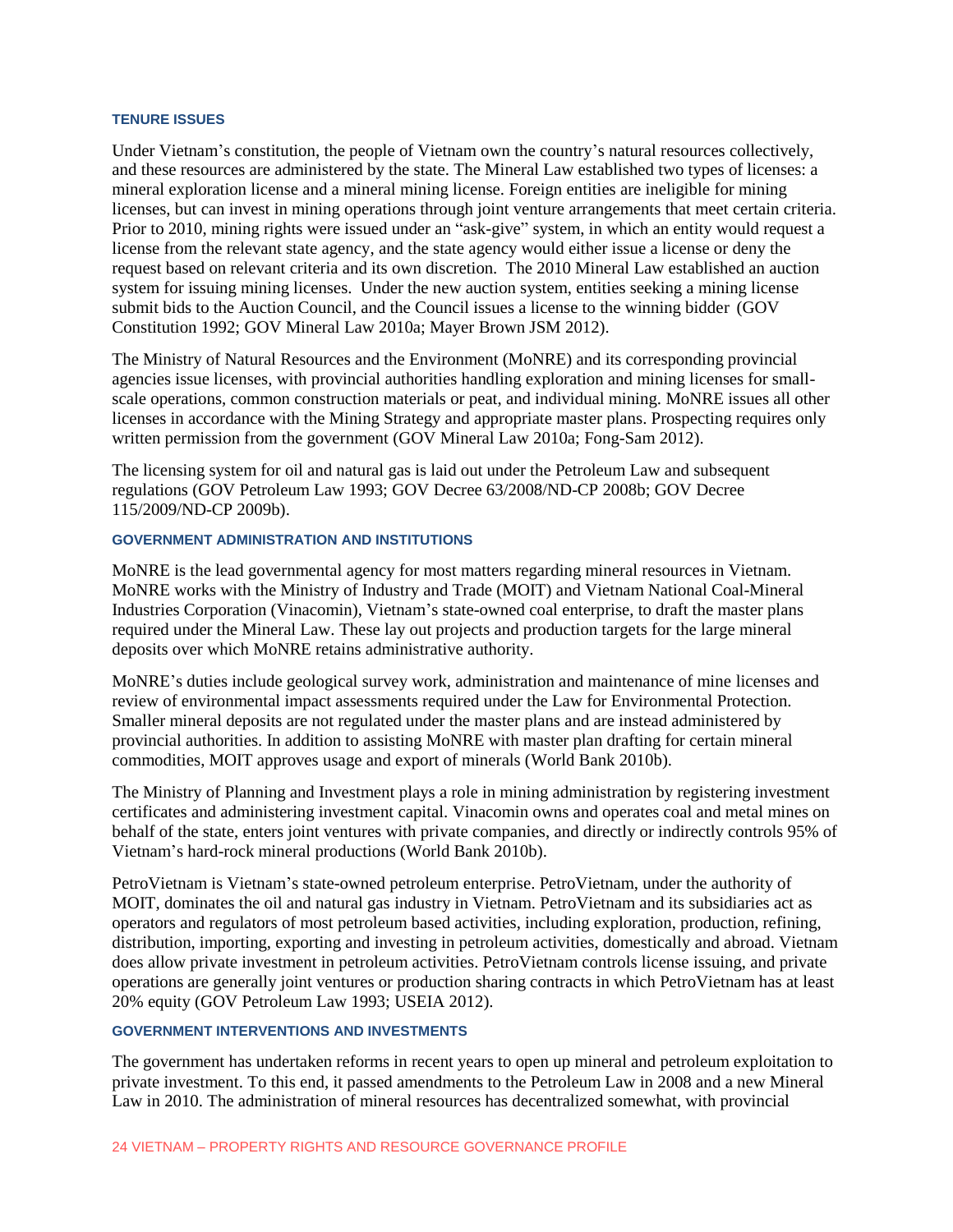### TENURE ISSUES

Under Vietnam's constitution, the people of Vietnam own the country's natural resources collectively, and these resources are administered by the state. The Mineral Law established two types of licenses: a mineral exploration license and a mineral mining license. Foreign entities are ineligible for mining licenses, but can invest in mining operations through joint venture arrangements that meet certain criteria. Prior to 2010, mining rights were issued under an "ask-give" system, in which an entity would request a license from the relevant state agency, and the state agency would either issue a license or deny the request based on relevant criteria and its own discretion. The 2010 Mineral Law established an auction system for issuing mining licenses. Under the new auction system, entities seeking a mining license submit bids to the Auction Council, and the Council issues a license to the winning bidder (GOV Constitution 1992; GOV Mineral Law 2010a; Mayer Brown JSM 2012).

The Ministry of Natural Resources and the Environment (MoNRE) and its corresponding provincial agencies issue licenses, with provincial authorities handling exploration and mining licenses for small-scale operations, common construction materials or peat, and individual mining. MoNRE issues all other licenses in accordance with the Mining Strategy and appropriate master plans. Prospecting requires only written permission from the government (GOV Mineral Law 2010a; Fong-Sam 2012).

The licensing system for oil and natural gas is laid out under the Petroleum Law and subsequent regulations (GOV Petroleum Law 1993; GOV Decree 63/2008/ND-CP 2008b; GOV Decree 115/2009/ND-CP 2009b).

### GOVERNMENT ADMINISTRATION AND INSTITUTIONS

MoNRE is the lead governmental agency for most matters regarding mineral resources in Vietnam. MoNRE works with the Ministry of Industry and Trade (MOIT) and Vietnam National Coal-Mineral Industries Corporation (Vinacomin), Vietnam's state-owned coal enterprise, to draft the master plans required under the Mineral Law. These lay out projects and production targets for the large mineral deposits over which MoNRE retains administrative authority.

MoNRE's duties include geological survey work, administration and maintenance of mine licenses and review of environmental impact assessments required under the Law for Environmental Protection. Smaller mineral deposits are not regulated under the master plans and are instead administered by provincial authorities. In addition to assisting MoNRE with master plan drafting for certain mineral commodities, MOIT approves usage and export of minerals (World Bank 2010b).

The Ministry of Planning and Investment plays a role in mining administration by registering investment certificates and administering investment capital. Vinacomin owns and operates coal and metal mines on behalf of the state, enters joint ventures with private companies, and directly or indirectly controls 95% of Vietnam's hard-rock mineral productions (World Bank 2010b).

PetroVietnam is Vietnam's state-owned petroleum enterprise. PetroVietnam, under the authority of MOIT, dominates the oil and natural gas industry in Vietnam. PetroVietnam and its subsidiaries act as operators and regulators of most petroleum based activities, including exploration, production, refining, distribution, importing, exporting and investing in petroleum activities, domestically and abroad. Vietnam does allow private investment in petroleum activities. PetroVietnam controls license issuing, and private operations are generally joint ventures or production sharing contracts in which PetroVietnam has at least 20% equity (GOV Petroleum Law 1993; USEIA 2012).

### GOVERNMENT INTERVENTIONS AND INVESTMENTS

The government has undertaken reforms in recent years to open up mineral and petroleum exploitation to private investment. To this end, it passed amendments to the Petroleum Law in 2008 and a new Mineral Law in 2010. The administration of mineral resources has decentralized somewhat, with provincial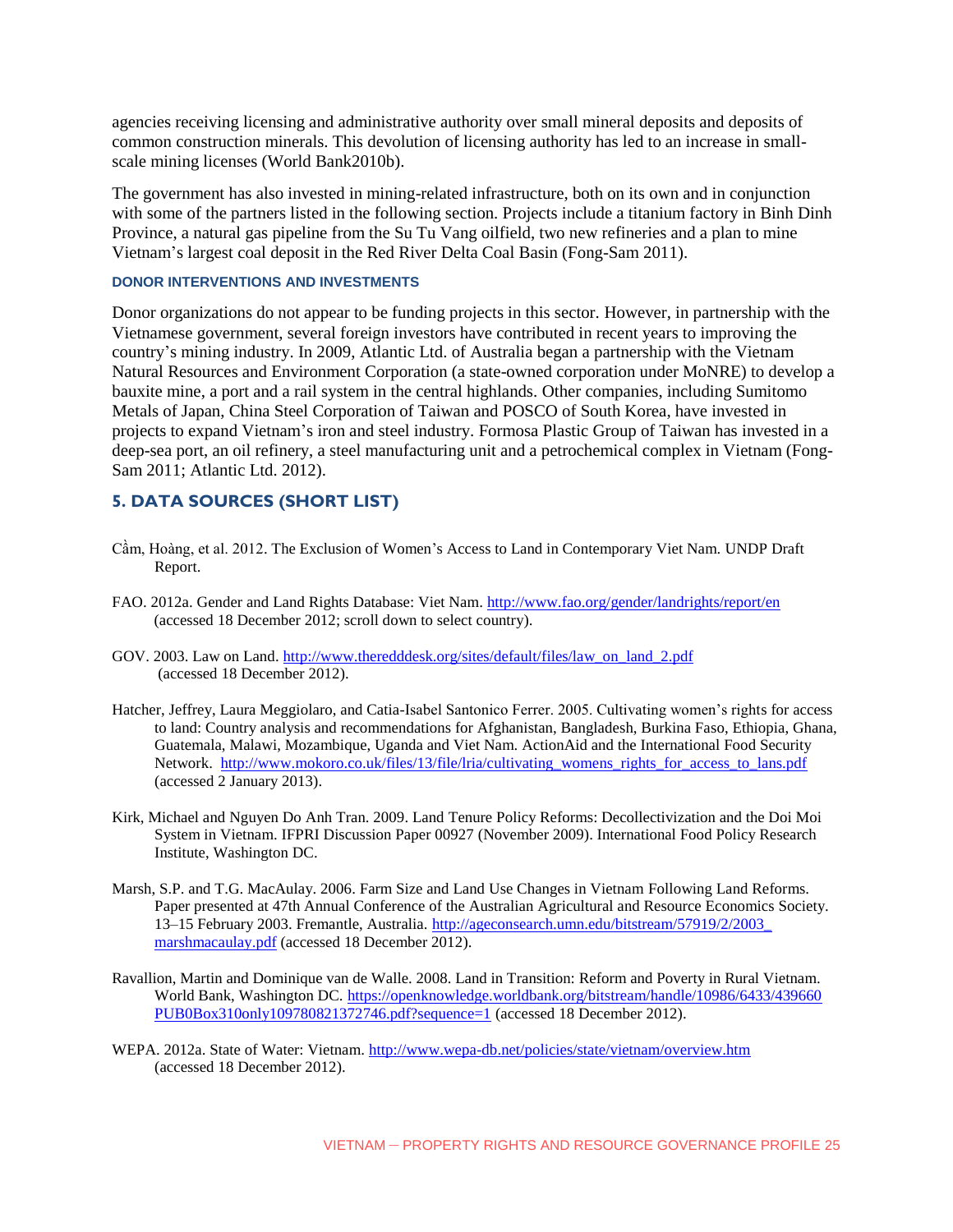agencies receiving licensing and administrative authority over small mineral deposits and deposits of common construction minerals. This devolution of licensing authority has led to an increase in small-scale mining licenses (World Bank2010b).

The government has also invested in mining-related infrastructure, both on its own and in conjunction with some of the partners listed in the following section. Projects include a titanium factory in Binh Dinh Province, a natural gas pipeline from the Su Tu Vang oilfield, two new refineries and a plan to mine Vietnam's largest coal deposit in the Red River Delta Coal Basin (Fong-Sam 2011).

#### DONOR INTERVENTIONS AND INVESTMENTS

Donor organizations do not appear to be funding projects in this sector. However, in partnership with the Vietnamese government, several foreign investors have contributed in recent years to improving the country's mining industry. In 2009, Atlantic Ltd. of Australia began a partnership with the Vietnam Natural Resources and Environment Corporation (a state-owned corporation under MoNRE) to develop a bauxite mine, a port and a rail system in the central highlands. Other companies, including Sumitomo Metals of Japan, China Steel Corporation of Taiwan and POSCO of South Korea, have invested in projects to expand Vietnam's iron and steel industry. Formosa Plastic Group of Taiwan has invested in a deep-sea port, an oil refinery, a steel manufacturing unit and a petrochemical complex in Vietnam (Fong-Sam 2011; Atlantic Ltd. 2012).

## 5. DATA SOURCES (SHORT LIST)

Cầm, Hoàng, et al. 2012. The Exclusion of Women's Access to Land in Contemporary Viet Nam. UNDP Draft Report.

FAO. 2012a. Gender and Land Rights Database: Viet Nam. http://www.fao.org/gender/landrights/report/en (accessed 18 December 2012; scroll down to select country).

GOV. 2003. Law on Land. http://www.theredddesk.org/sites/default/files/law_on_land_2.pdf (accessed 18 December 2012).

Hatcher, Jeffrey, Laura Meggiolaro, and Catia-Isabel Santonico Ferrer. 2005. Cultivating women's rights for access to land: Country analysis and recommendations for Afghanistan, Bangladesh, Burkina Faso, Ethiopia, Ghana, Guatemala, Malawi, Mozambique, Uganda and Viet Nam. ActionAid and the International Food Security Network. http://www.mokoro.co.uk/files/13/file/lria/cultivating_womens_rights_for_access_to_lans.pdf (accessed 2 January 2013).

Kirk, Michael and Nguyen Do Anh Tran. 2009. Land Tenure Policy Reforms: Decollectivization and the Doi Moi System in Vietnam. IFPRI Discussion Paper 00927 (November 2009). International Food Policy Research Institute, Washington DC.

Marsh, S.P. and T.G. MacAulay. 2006. Farm Size and Land Use Changes in Vietnam Following Land Reforms. Paper presented at 47th Annual Conference of the Australian Agricultural and Resource Economics Society. 13–15 February 2003. Fremantle, Australia. http://ageconsearch.umn.edu/bitstream/57919/2/2003_marshmacaulay.pdf (accessed 18 December 2012).

Ravallion, Martin and Dominique van de Walle. 2008. Land in Transition: Reform and Poverty in Rural Vietnam. World Bank, Washington DC. https://openknowledge.worldbank.org/bitstream/handle/10986/6433/439660PUB0Box310only109780821372746.pdf?sequence=1 (accessed 18 December 2012).

WEPA. 2012a. State of Water: Vietnam. http://www.wepa-db.net/policies/state/vietnam/overview.htm (accessed 18 December 2012).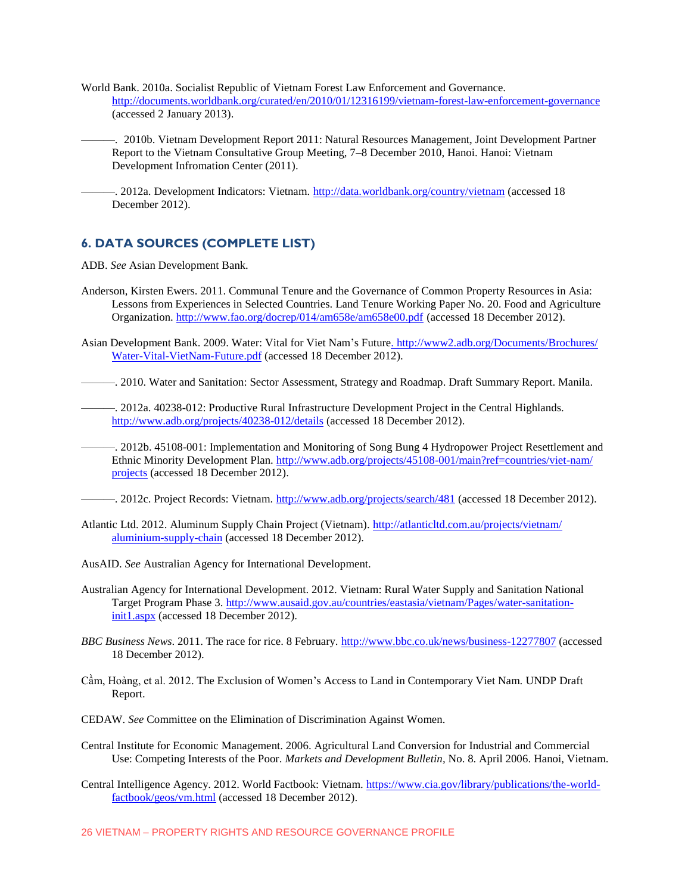World Bank. 2010a. Socialist Republic of Vietnam Forest Law Enforcement and Governance. http://documents.worldbank.org/curated/en/2010/01/12316199/vietnam-forest-law-enforcement-governance (accessed 2 January 2013).

———. 2010b. Vietnam Development Report 2011: Natural Resources Management, Joint Development Partner Report to the Vietnam Consultative Group Meeting, 7–8 December 2010, Hanoi. Hanoi: Vietnam Development Infromation Center (2011).

———. 2012a. Development Indicators: Vietnam. http://data.worldbank.org/country/vietnam (accessed 18 December 2012).

## 6. DATA SOURCES (COMPLETE LIST)

ADB. *See* Asian Development Bank.

Anderson, Kirsten Ewers. 2011. Communal Tenure and the Governance of Common Property Resources in Asia: Lessons from Experiences in Selected Countries. Land Tenure Working Paper No. 20. Food and Agriculture Organization. http://www.fao.org/docrep/014/am658e/am658e00.pdf (accessed 18 December 2012).

Asian Development Bank. 2009. Water: Vital for Viet Nam's Future. http://www2.adb.org/Documents/Brochures/Water-Vital-VietNam-Future.pdf (accessed 18 December 2012).

———. 2010. Water and Sanitation: Sector Assessment, Strategy and Roadmap. Draft Summary Report. Manila.

———. 2012a. 40238-012: Productive Rural Infrastructure Development Project in the Central Highlands. http://www.adb.org/projects/40238-012/details (accessed 18 December 2012).

———. 2012b. 45108-001: Implementation and Monitoring of Song Bung 4 Hydropower Project Resettlement and Ethnic Minority Development Plan. http://www.adb.org/projects/45108-001/main?ref=countries/viet-nam/projects (accessed 18 December 2012).

———. 2012c. Project Records: Vietnam. http://www.adb.org/projects/search/481 (accessed 18 December 2012).

Atlantic Ltd. 2012. Aluminum Supply Chain Project (Vietnam). http://atlanticltd.com.au/projects/vietnam/aluminium-supply-chain (accessed 18 December 2012).

AusAID. *See* Australian Agency for International Development.

Australian Agency for International Development. 2012. Vietnam: Rural Water Supply and Sanitation National Target Program Phase 3. http://www.ausaid.gov.au/countries/eastasia/vietnam/Pages/water-sanitation-init1.aspx (accessed 18 December 2012).

*BBC Business News*. 2011. The race for rice. 8 February. http://www.bbc.co.uk/news/business-12277807 (accessed 18 December 2012).

Cầm, Hoàng, et al. 2012. The Exclusion of Women's Access to Land in Contemporary Viet Nam. UNDP Draft Report.

CEDAW. *See* Committee on the Elimination of Discrimination Against Women.

Central Institute for Economic Management. 2006. Agricultural Land Conversion for Industrial and Commercial Use: Competing Interests of the Poor. *Markets and Development Bulletin*, No. 8. April 2006. Hanoi, Vietnam.

Central Intelligence Agency. 2012. World Factbook: Vietnam. https://www.cia.gov/library/publications/the-world-factbook/geos/vm.html (accessed 18 December 2012).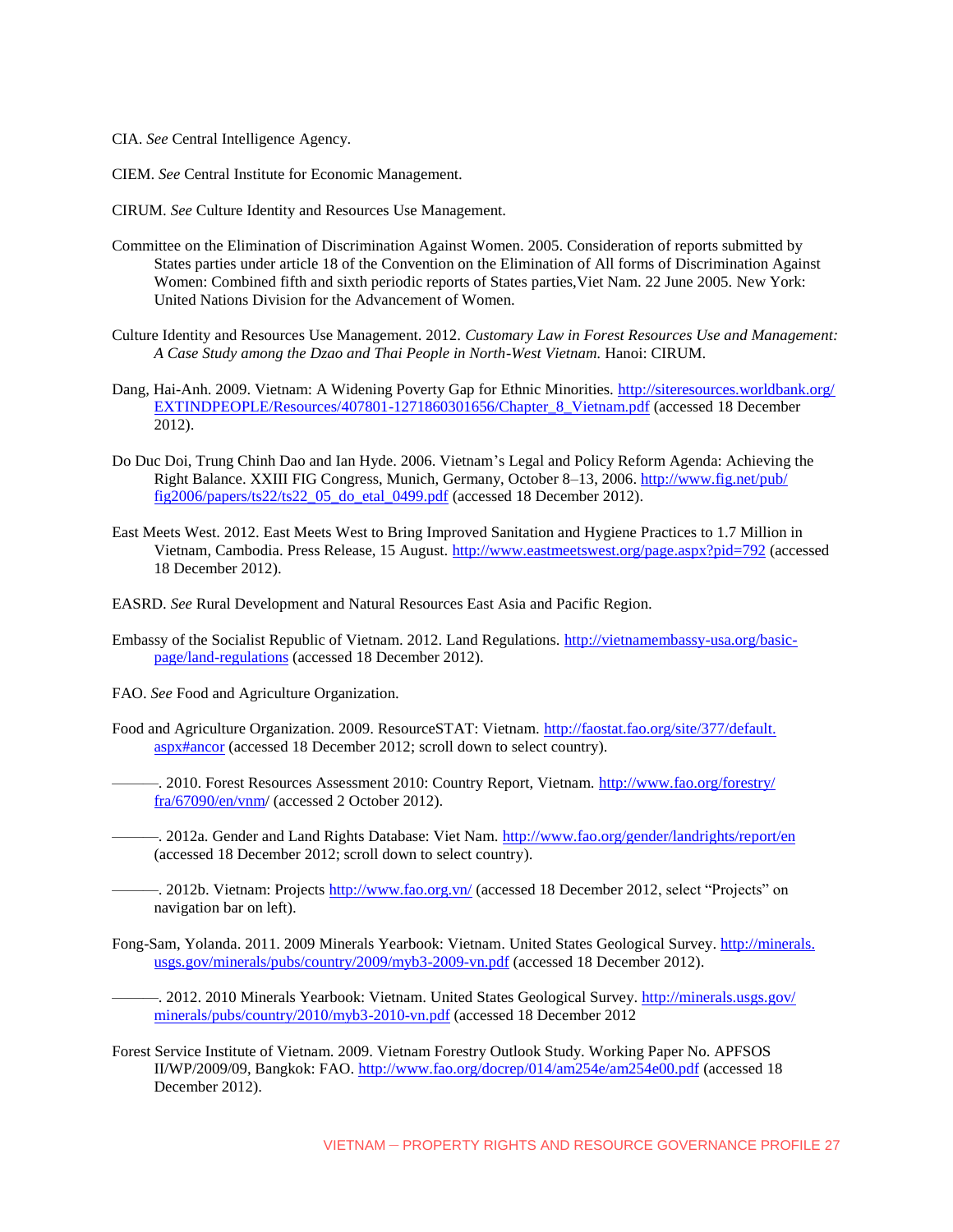CIA. *See* Central Intelligence Agency.

CIEM. *See* Central Institute for Economic Management.

CIRUM. *See* Culture Identity and Resources Use Management.

Committee on the Elimination of Discrimination Against Women. 2005. Consideration of reports submitted by States parties under article 18 of the Convention on the Elimination of All forms of Discrimination Against Women: Combined fifth and sixth periodic reports of States parties,Viet Nam. 22 June 2005. New York: United Nations Division for the Advancement of Women.

Culture Identity and Resources Use Management. 2012. *Customary Law in Forest Resources Use and Management: A Case Study among the Dzao and Thai People in North-West Vietnam.* Hanoi: CIRUM.

Dang, Hai-Anh. 2009. Vietnam: A Widening Poverty Gap for Ethnic Minorities. http://siteresources.worldbank.org/EXTINDPEOPLE/Resources/407801-1271860301656/Chapter_8_Vietnam.pdf (accessed 18 December 2012).

Do Duc Doi, Trung Chinh Dao and Ian Hyde. 2006. Vietnam's Legal and Policy Reform Agenda: Achieving the Right Balance. XXIII FIG Congress, Munich, Germany, October 8–13, 2006. http://www.fig.net/pub/fig2006/papers/ts22/ts22_05_do_etal_0499.pdf (accessed 18 December 2012).

East Meets West. 2012. East Meets West to Bring Improved Sanitation and Hygiene Practices to 1.7 Million in Vietnam, Cambodia. Press Release, 15 August. http://www.eastmeetswest.org/page.aspx?pid=792 (accessed 18 December 2012).

EASRD. *See* Rural Development and Natural Resources East Asia and Pacific Region.

Embassy of the Socialist Republic of Vietnam. 2012. Land Regulations. http://vietnamembassy-usa.org/basic-page/land-regulations (accessed 18 December 2012).

FAO. *See* Food and Agriculture Organization.

Food and Agriculture Organization. 2009. ResourceSTAT: Vietnam. http://faostat.fao.org/site/377/default.aspx#ancor (accessed 18 December 2012; scroll down to select country).

———. 2010. Forest Resources Assessment 2010: Country Report, Vietnam. http://www.fao.org/forestry/fra/67090/en/vnm/ (accessed 2 October 2012).

———. 2012a. Gender and Land Rights Database: Viet Nam. http://www.fao.org/gender/landrights/report/en (accessed 18 December 2012; scroll down to select country).

———. 2012b. Vietnam: Projects http://www.fao.org.vn/ (accessed 18 December 2012, select "Projects" on navigation bar on left).

Fong-Sam, Yolanda. 2011. 2009 Minerals Yearbook: Vietnam. United States Geological Survey. http://minerals.usgs.gov/minerals/pubs/country/2009/myb3-2009-vn.pdf (accessed 18 December 2012).

———. 2012. 2010 Minerals Yearbook: Vietnam. United States Geological Survey. http://minerals.usgs.gov/minerals/pubs/country/2010/myb3-2010-vn.pdf (accessed 18 December 2012

Forest Service Institute of Vietnam. 2009. Vietnam Forestry Outlook Study. Working Paper No. APFSOS II/WP/2009/09, Bangkok: FAO. http://www.fao.org/docrep/014/am254e/am254e00.pdf (accessed 18 December 2012).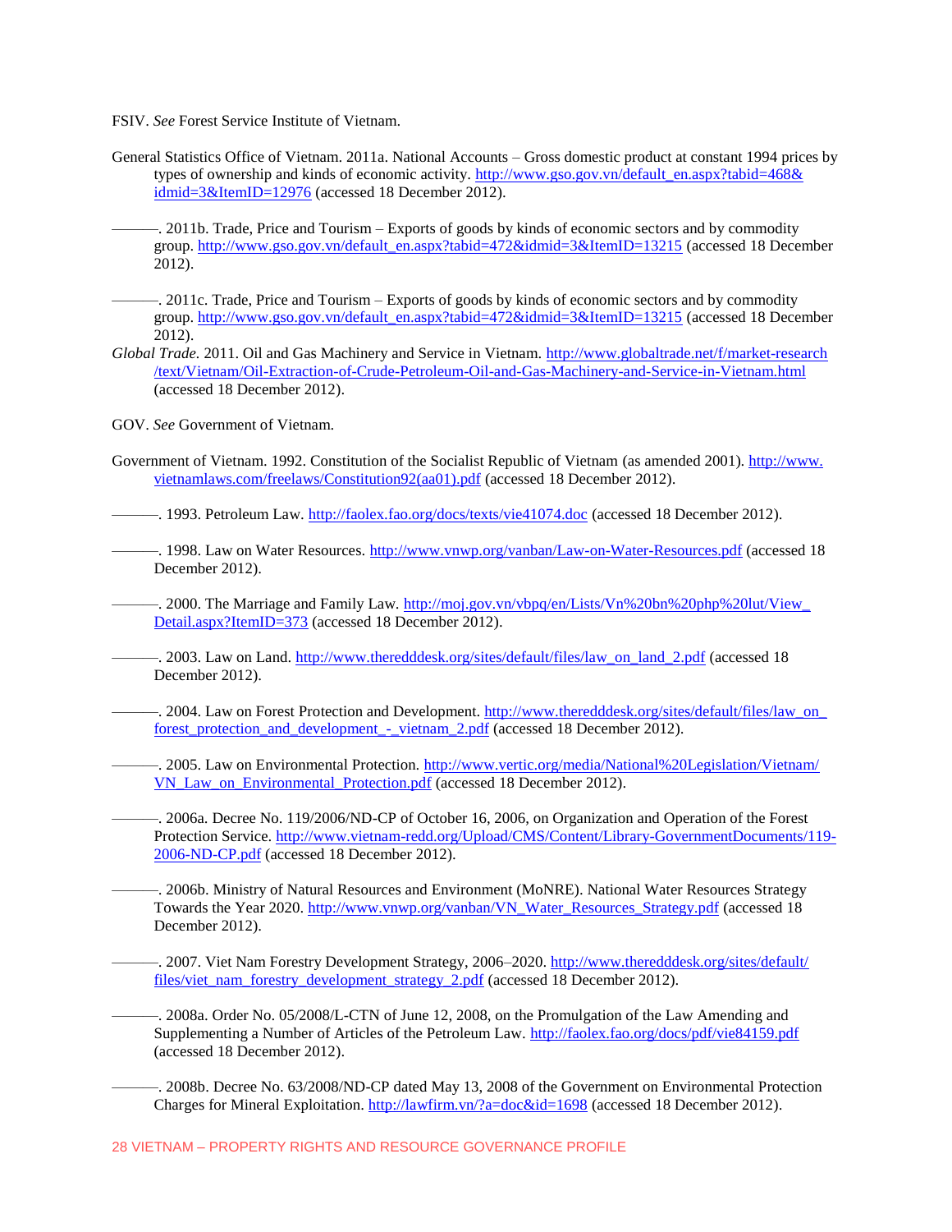FSIV. *See* Forest Service Institute of Vietnam.

General Statistics Office of Vietnam. 2011a. National Accounts – Gross domestic product at constant 1994 prices by types of ownership and kinds of economic activity. http://www.gso.gov.vn/default_en.aspx?tabid=468&idmid=3&ItemID=12976 (accessed 18 December 2012).

———. 2011b. Trade, Price and Tourism – Exports of goods by kinds of economic sectors and by commodity group. http://www.gso.gov.vn/default_en.aspx?tabid=472&idmid=3&ItemID=13215 (accessed 18 December 2012).

———. 2011c. Trade, Price and Tourism – Exports of goods by kinds of economic sectors and by commodity group. http://www.gso.gov.vn/default_en.aspx?tabid=472&idmid=3&ItemID=13215 (accessed 18 December 2012).

*Global Trade.* 2011. Oil and Gas Machinery and Service in Vietnam. http://www.globaltrade.net/f/market-research/text/Vietnam/Oil-Extraction-of-Crude-Petroleum-Oil-and-Gas-Machinery-and-Service-in-Vietnam.html (accessed 18 December 2012).

GOV. *See* Government of Vietnam.

Government of Vietnam. 1992. Constitution of the Socialist Republic of Vietnam (as amended 2001). http://www.vietnamlaws.com/freelaws/Constitution92(aa01).pdf (accessed 18 December 2012).

———. 1993. Petroleum Law. http://faolex.fao.org/docs/texts/vie41074.doc (accessed 18 December 2012).

———. 1998. Law on Water Resources. http://www.vnwp.org/vanban/Law-on-Water-Resources.pdf (accessed 18 December 2012).

———. 2000. The Marriage and Family Law. http://moj.gov.vn/vbpq/en/Lists/Vn%20bn%20php%20lut/View_Detail.aspx?ItemID=373 (accessed 18 December 2012).

———. 2003. Law on Land. http://www.theredddesk.org/sites/default/files/law_on_land_2.pdf (accessed 18 December 2012).

———. 2004. Law on Forest Protection and Development. http://www.theredddesk.org/sites/default/files/law_on_forest_protection_and_development_-_vietnam_2.pdf (accessed 18 December 2012).

———. 2005. Law on Environmental Protection. http://www.vertic.org/media/National%20Legislation/Vietnam/VN_Law_on_Environmental_Protection.pdf (accessed 18 December 2012).

———. 2006a. Decree No. 119/2006/ND-CP of October 16, 2006, on Organization and Operation of the Forest Protection Service. http://www.vietnam-redd.org/Upload/CMS/Content/Library-GovernmentDocuments/119-2006-ND-CP.pdf (accessed 18 December 2012).

———. 2006b. Ministry of Natural Resources and Environment (MoNRE). National Water Resources Strategy Towards the Year 2020. http://www.vnwp.org/vanban/VN_Water_Resources_Strategy.pdf (accessed 18 December 2012).

———. 2007. Viet Nam Forestry Development Strategy, 2006–2020. http://www.theredddesk.org/sites/default/files/viet_nam_forestry_development_strategy_2.pdf (accessed 18 December 2012).

———. 2008a. Order No. 05/2008/L-CTN of June 12, 2008, on the Promulgation of the Law Amending and Supplementing a Number of Articles of the Petroleum Law. http://faolex.fao.org/docs/pdf/vie84159.pdf (accessed 18 December 2012).

———. 2008b. Decree No. 63/2008/ND-CP dated May 13, 2008 of the Government on Environmental Protection Charges for Mineral Exploitation. http://lawfirm.vn/?a=doc&id=1698 (accessed 18 December 2012).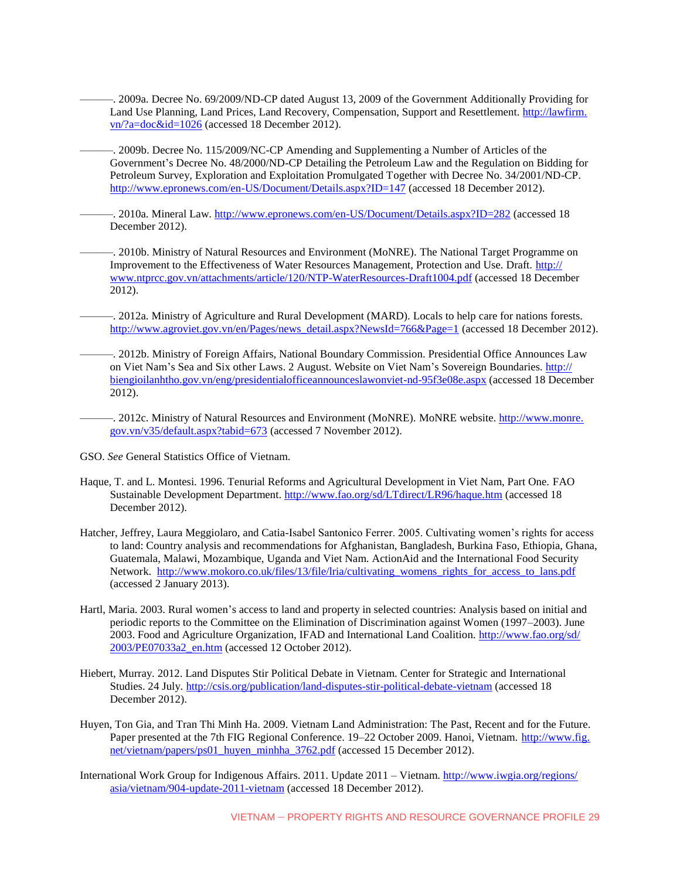———. 2009a. Decree No. 69/2009/ND-CP dated August 13, 2009 of the Government Additionally Providing for Land Use Planning, Land Prices, Land Recovery, Compensation, Support and Resettlement. http://lawfirm.vn/?a=doc&id=1026 (accessed 18 December 2012).

———. 2009b. Decree No. 115/2009/NC-CP Amending and Supplementing a Number of Articles of the Government's Decree No. 48/2000/ND-CP Detailing the Petroleum Law and the Regulation on Bidding for Petroleum Survey, Exploration and Exploitation Promulgated Together with Decree No. 34/2001/ND-CP. http://www.epronews.com/en-US/Document/Details.aspx?ID=147 (accessed 18 December 2012).

———. 2010a. Mineral Law. http://www.epronews.com/en-US/Document/Details.aspx?ID=282 (accessed 18 December 2012).

———. 2010b. Ministry of Natural Resources and Environment (MoNRE). The National Target Programme on Improvement to the Effectiveness of Water Resources Management, Protection and Use. Draft. http://www.ntprcc.gov.vn/attachments/article/120/NTP-WaterResources-Draft1004.pdf (accessed 18 December 2012).

———. 2012a. Ministry of Agriculture and Rural Development (MARD). Locals to help care for nations forests. http://www.agroviet.gov.vn/en/Pages/news_detail.aspx?NewsId=766&Page=1 (accessed 18 December 2012).

———. 2012b. Ministry of Foreign Affairs, National Boundary Commission. Presidential Office Announces Law on Viet Nam's Sea and Six other Laws. 2 August. Website on Viet Nam's Sovereign Boundaries. http://biengioilanhtho.gov.vn/eng/presidentialofficeannounceslawonviet-nd-95f3e08e.aspx (accessed 18 December 2012).

———. 2012c. Ministry of Natural Resources and Environment (MoNRE). MoNRE website. http://www.monre.gov.vn/v35/default.aspx?tabid=673 (accessed 7 November 2012).

GSO. *See* General Statistics Office of Vietnam.

Haque, T. and L. Montesi. 1996. Tenurial Reforms and Agricultural Development in Viet Nam, Part One. FAO Sustainable Development Department. http://www.fao.org/sd/LTdirect/LR96/haque.htm (accessed 18 December 2012).

Hatcher, Jeffrey, Laura Meggiolaro, and Catia-Isabel Santonico Ferrer. 2005. Cultivating women's rights for access to land: Country analysis and recommendations for Afghanistan, Bangladesh, Burkina Faso, Ethiopia, Ghana, Guatemala, Malawi, Mozambique, Uganda and Viet Nam. ActionAid and the International Food Security Network. http://www.mokoro.co.uk/files/13/file/lria/cultivating_womens_rights_for_access_to_lans.pdf (accessed 2 January 2013).

Hartl, Maria. 2003. Rural women's access to land and property in selected countries: Analysis based on initial and periodic reports to the Committee on the Elimination of Discrimination against Women (1997–2003). June 2003. Food and Agriculture Organization, IFAD and International Land Coalition. http://www.fao.org/sd/2003/PE07033a2_en.htm (accessed 12 October 2012).

Hiebert, Murray. 2012. Land Disputes Stir Political Debate in Vietnam. Center for Strategic and International Studies. 24 July. http://csis.org/publication/land-disputes-stir-political-debate-vietnam (accessed 18 December 2012).

Huyen, Ton Gia, and Tran Thi Minh Ha. 2009. Vietnam Land Administration: The Past, Recent and for the Future. Paper presented at the 7th FIG Regional Conference. 19–22 October 2009. Hanoi, Vietnam. http://www.fig.net/vietnam/papers/ps01_huyen_minhha_3762.pdf (accessed 15 December 2012).

International Work Group for Indigenous Affairs. 2011. Update 2011 – Vietnam. http://www.iwgia.org/regions/asia/vietnam/904-update-2011-vietnam (accessed 18 December 2012).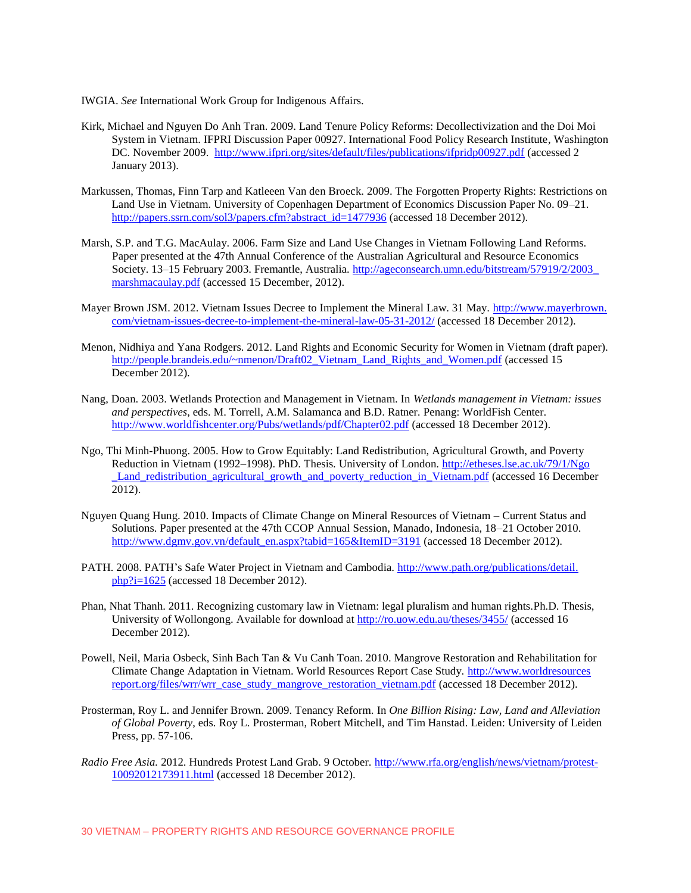IWGIA. *See* International Work Group for Indigenous Affairs.

Kirk, Michael and Nguyen Do Anh Tran. 2009. Land Tenure Policy Reforms: Decollectivization and the Doi Moi System in Vietnam. IFPRI Discussion Paper 00927. International Food Policy Research Institute, Washington DC. November 2009. http://www.ifpri.org/sites/default/files/publications/ifpridp00927.pdf (accessed 2 January 2013).

Markussen, Thomas, Finn Tarp and Katleeen Van den Broeck. 2009. The Forgotten Property Rights: Restrictions on Land Use in Vietnam. University of Copenhagen Department of Economics Discussion Paper No. 09–21. http://papers.ssrn.com/sol3/papers.cfm?abstract_id=1477936 (accessed 18 December 2012).

Marsh, S.P. and T.G. MacAulay. 2006. Farm Size and Land Use Changes in Vietnam Following Land Reforms. Paper presented at the 47th Annual Conference of the Australian Agricultural and Resource Economics Society. 13–15 February 2003. Fremantle, Australia. http://ageconsearch.umn.edu/bitstream/57919/2/2003_marshmacaulay.pdf (accessed 15 December, 2012).

Mayer Brown JSM. 2012. Vietnam Issues Decree to Implement the Mineral Law. 31 May. http://www.mayerbrown.com/vietnam-issues-decree-to-implement-the-mineral-law-05-31-2012/ (accessed 18 December 2012).

Menon, Nidhiya and Yana Rodgers. 2012. Land Rights and Economic Security for Women in Vietnam (draft paper). http://people.brandeis.edu/~nmenon/Draft02_Vietnam_Land_Rights_and_Women.pdf (accessed 15 December 2012).

Nang, Doan. 2003. Wetlands Protection and Management in Vietnam. In *Wetlands management in Vietnam: issues and perspectives*, eds. M. Torrell, A.M. Salamanca and B.D. Ratner. Penang: WorldFish Center. http://www.worldfishcenter.org/Pubs/wetlands/pdf/Chapter02.pdf (accessed 18 December 2012).

Ngo, Thi Minh-Phuong. 2005. How to Grow Equitably: Land Redistribution, Agricultural Growth, and Poverty Reduction in Vietnam (1992–1998). PhD. Thesis. University of London. http://etheses.lse.ac.uk/79/1/Ngo_Land_redistribution_agricultural_growth_and_poverty_reduction_in_Vietnam.pdf (accessed 16 December 2012).

Nguyen Quang Hung. 2010. Impacts of Climate Change on Mineral Resources of Vietnam – Current Status and Solutions. Paper presented at the 47th CCOP Annual Session, Manado, Indonesia, 18–21 October 2010. http://www.dgmv.gov.vn/default_en.aspx?tabid=165&ItemID=3191 (accessed 18 December 2012).

PATH. 2008. PATH's Safe Water Project in Vietnam and Cambodia. http://www.path.org/publications/detail.php?i=1625 (accessed 18 December 2012).

Phan, Nhat Thanh. 2011. Recognizing customary law in Vietnam: legal pluralism and human rights.Ph.D. Thesis, University of Wollongong. Available for download at http://ro.uow.edu.au/theses/3455/ (accessed 16 December 2012).

Powell, Neil, Maria Osbeck, Sinh Bach Tan & Vu Canh Toan. 2010. Mangrove Restoration and Rehabilitation for Climate Change Adaptation in Vietnam. World Resources Report Case Study. http://www.worldresourcesreport.org/files/wrr/wrr_case_study_mangrove_restoration_vietnam.pdf (accessed 18 December 2012).

Prosterman, Roy L. and Jennifer Brown. 2009. Tenancy Reform. In *One Billion Rising: Law, Land and Alleviation of Global Poverty*, eds. Roy L. Prosterman, Robert Mitchell, and Tim Hanstad. Leiden: University of Leiden Press, pp. 57-106.

*Radio Free Asia.* 2012. Hundreds Protest Land Grab. 9 October. http://www.rfa.org/english/news/vietnam/protest-10092012173911.html (accessed 18 December 2012).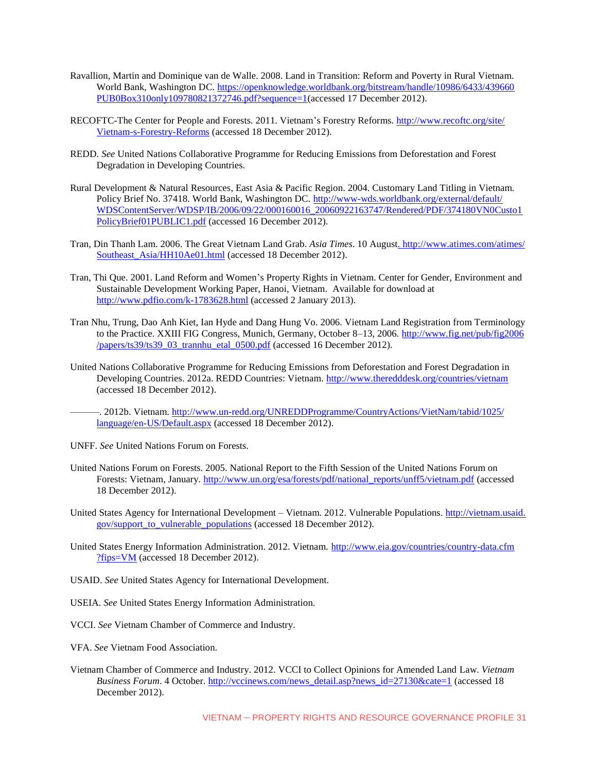Ravallion, Martin and Dominique van de Walle. 2008. Land in Transition: Reform and Poverty in Rural Vietnam. World Bank, Washington DC. https://openknowledge.worldbank.org/bitstream/handle/10986/6433/439660PUB0Box310only109780821372746.pdf?sequence=1(accessed 17 December 2012).

RECOFTC-The Center for People and Forests. 2011. Vietnam's Forestry Reforms. http://www.recoftc.org/site/Vietnam-s-Forestry-Reforms (accessed 18 December 2012).

REDD. *See* United Nations Collaborative Programme for Reducing Emissions from Deforestation and Forest Degradation in Developing Countries.

Rural Development & Natural Resources, East Asia & Pacific Region. 2004. Customary Land Titling in Vietnam. Policy Brief No. 37418. World Bank, Washington DC. http://www-wds.worldbank.org/external/default/WDSContentServer/WDSP/IB/2006/09/22/000160016_20060922163747/Rendered/PDF/374180VN0Custo1PolicyBrief01PUBLIC1.pdf (accessed 16 December 2012).

Tran, Din Thanh Lam. 2006. The Great Vietnam Land Grab. *Asia Times*. 10 August. http://www.atimes.com/atimes/Southeast_Asia/HH10Ae01.html (accessed 18 December 2012).

Tran, Thi Que. 2001. Land Reform and Women's Property Rights in Vietnam. Center for Gender, Environment and Sustainable Development Working Paper, Hanoi, Vietnam. Available for download at http://www.pdfio.com/k-1783628.html (accessed 2 January 2013).

Tran Nhu, Trung, Dao Anh Kiet, Ian Hyde and Dang Hung Vo. 2006. Vietnam Land Registration from Terminology to the Practice. XXIII FIG Congress, Munich, Germany, October 8–13, 2006. http://www.fig.net/pub/fig2006/papers/ts39/ts39_03_trannhu_etal_0500.pdf (accessed 16 December 2012).

United Nations Collaborative Programme for Reducing Emissions from Deforestation and Forest Degradation in Developing Countries. 2012a. REDD Countries: Vietnam. http://www.theredddesk.org/countries/vietnam (accessed 18 December 2012).

———. 2012b. Vietnam. http://www.un-redd.org/UNREDDProgramme/CountryActions/VietNam/tabid/1025/language/en-US/Default.aspx (accessed 18 December 2012).

UNFF. *See* United Nations Forum on Forests.

United Nations Forum on Forests. 2005. National Report to the Fifth Session of the United Nations Forum on Forests: Vietnam, January. http://www.un.org/esa/forests/pdf/national_reports/unff5/vietnam.pdf (accessed 18 December 2012).

United States Agency for International Development – Vietnam. 2012. Vulnerable Populations. http://vietnam.usaid.gov/support_to_vulnerable_populations (accessed 18 December 2012).

United States Energy Information Administration. 2012. Vietnam. http://www.eia.gov/countries/country-data.cfm?fips=VM (accessed 18 December 2012).

USAID. *See* United States Agency for International Development.

USEIA. *See* United States Energy Information Administration.

VCCI. *See* Vietnam Chamber of Commerce and Industry.

VFA. *See* Vietnam Food Association.

Vietnam Chamber of Commerce and Industry. 2012. VCCI to Collect Opinions for Amended Land Law. *Vietnam Business Forum*. 4 October. http://vccinews.com/news_detail.asp?news_id=27130&cate=1 (accessed 18 December 2012).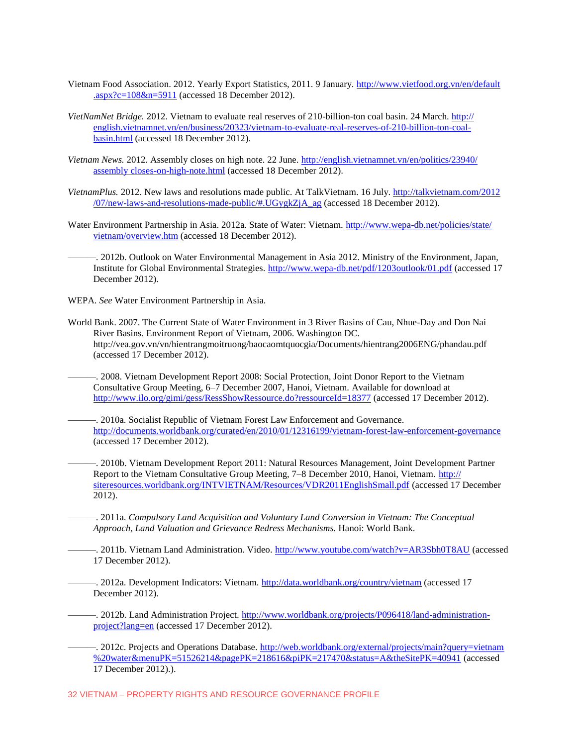Vietnam Food Association. 2012. Yearly Export Statistics, 2011. 9 January. http://www.vietfood.org.vn/en/default.aspx?c=108&n=5911 (accessed 18 December 2012).

*VietNamNet Bridge.* 2012. Vietnam to evaluate real reserves of 210-billion-ton coal basin. 24 March. http://english.vietnamnet.vn/en/business/20323/vietnam-to-evaluate-real-reserves-of-210-billion-ton-coal-basin.html (accessed 18 December 2012).

*Vietnam News.* 2012. Assembly closes on high note. 22 June. http://english.vietnamnet.vn/en/politics/23940/assembly closes-on-high-note.html (accessed 18 December 2012).

*VietnamPlus.* 2012. New laws and resolutions made public. At TalkVietnam. 16 July. http://talkvietnam.com/2012/07/new-laws-and-resolutions-made-public/#.UGygkZjA_ag (accessed 18 December 2012).

Water Environment Partnership in Asia. 2012a. State of Water: Vietnam. http://www.wepa-db.net/policies/state/vietnam/overview.htm (accessed 18 December 2012).

———. 2012b. Outlook on Water Environmental Management in Asia 2012. Ministry of the Environment, Japan, Institute for Global Environmental Strategies. http://www.wepa-db.net/pdf/1203outlook/01.pdf (accessed 17 December 2012).

WEPA. *See* Water Environment Partnership in Asia.

World Bank. 2007. The Current State of Water Environment in 3 River Basins of Cau, Nhue-Day and Don Nai River Basins. Environment Report of Vietnam, 2006. Washington DC. http://vea.gov.vn/vn/hientrangmoitruong/baocaomtquocgia/Documents/hientrang2006ENG/phandau.pdf (accessed 17 December 2012).

———. 2008. Vietnam Development Report 2008: Social Protection, Joint Donor Report to the Vietnam Consultative Group Meeting, 6–7 December 2007, Hanoi, Vietnam. Available for download at http://www.ilo.org/gimi/gess/RessShowRessource.do?ressourceId=18377 (accessed 17 December 2012).

———. 2010a. Socialist Republic of Vietnam Forest Law Enforcement and Governance. http://documents.worldbank.org/curated/en/2010/01/12316199/vietnam-forest-law-enforcement-governance (accessed 17 December 2012).

———. 2010b. Vietnam Development Report 2011: Natural Resources Management, Joint Development Partner Report to the Vietnam Consultative Group Meeting, 7–8 December 2010, Hanoi, Vietnam. http://siteresources.worldbank.org/INTVIETNAM/Resources/VDR2011EnglishSmall.pdf (accessed 17 December 2012).

———. 2011a. *Compulsory Land Acquisition and Voluntary Land Conversion in Vietnam: The Conceptual Approach, Land Valuation and Grievance Redress Mechanisms.* Hanoi: World Bank.

———. 2011b. Vietnam Land Administration. Video. http://www.youtube.com/watch?v=AR3Sbh0T8AU (accessed 17 December 2012).

———. 2012a. Development Indicators: Vietnam. http://data.worldbank.org/country/vietnam (accessed 17 December 2012).

———. 2012b. Land Administration Project. http://www.worldbank.org/projects/P096418/land-administration-project?lang=en (accessed 17 December 2012).

———. 2012c. Projects and Operations Database. http://web.worldbank.org/external/projects/main?query=vietnam%20water&menuPK=51526214&pagePK=218616&piPK=217470&status=A&theSitePK=40941 (accessed 17 December 2012).).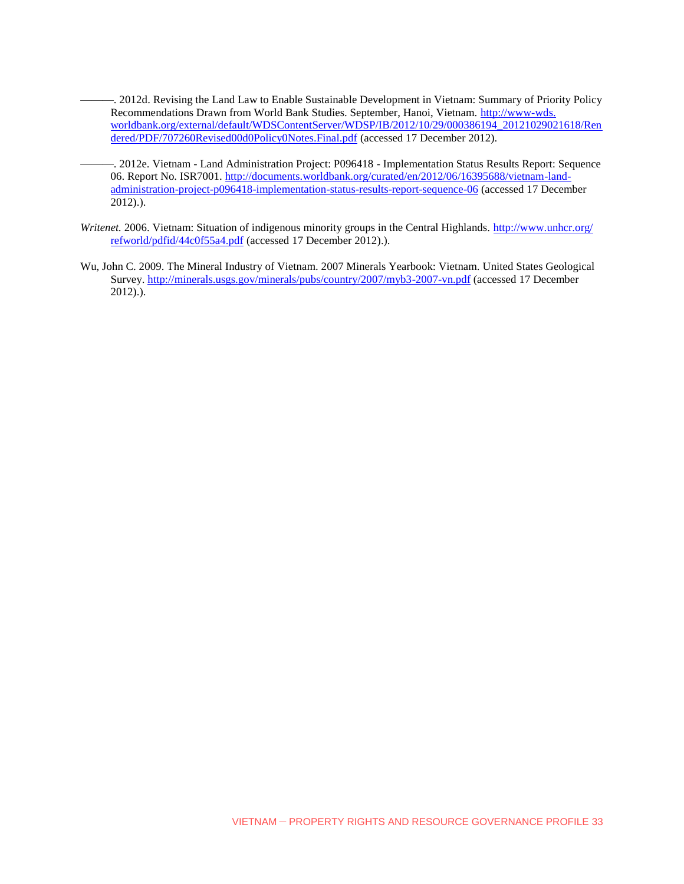———. 2012d. Revising the Land Law to Enable Sustainable Development in Vietnam: Summary of Priority Policy Recommendations Drawn from World Bank Studies. September, Hanoi, Vietnam. http://www-wds.worldbank.org/external/default/WDSContentServer/WDSP/IB/2012/10/29/000386194_20121029021618/Rendered/PDF/707260Revised00d0Policy0Notes.Final.pdf (accessed 17 December 2012).

———. 2012e. Vietnam - Land Administration Project: P096418 - Implementation Status Results Report: Sequence 06. Report No. ISR7001. http://documents.worldbank.org/curated/en/2012/06/16395688/vietnam-land-administration-project-p096418-implementation-status-results-report-sequence-06 (accessed 17 December 2012).).

*Writenet.* 2006. Vietnam: Situation of indigenous minority groups in the Central Highlands. http://www.unhcr.org/refworld/pdfid/44c0f55a4.pdf (accessed 17 December 2012).).

Wu, John C. 2009. The Mineral Industry of Vietnam. 2007 Minerals Yearbook: Vietnam. United States Geological Survey. http://minerals.usgs.gov/minerals/pubs/country/2007/myb3-2007-vn.pdf (accessed 17 December 2012).).